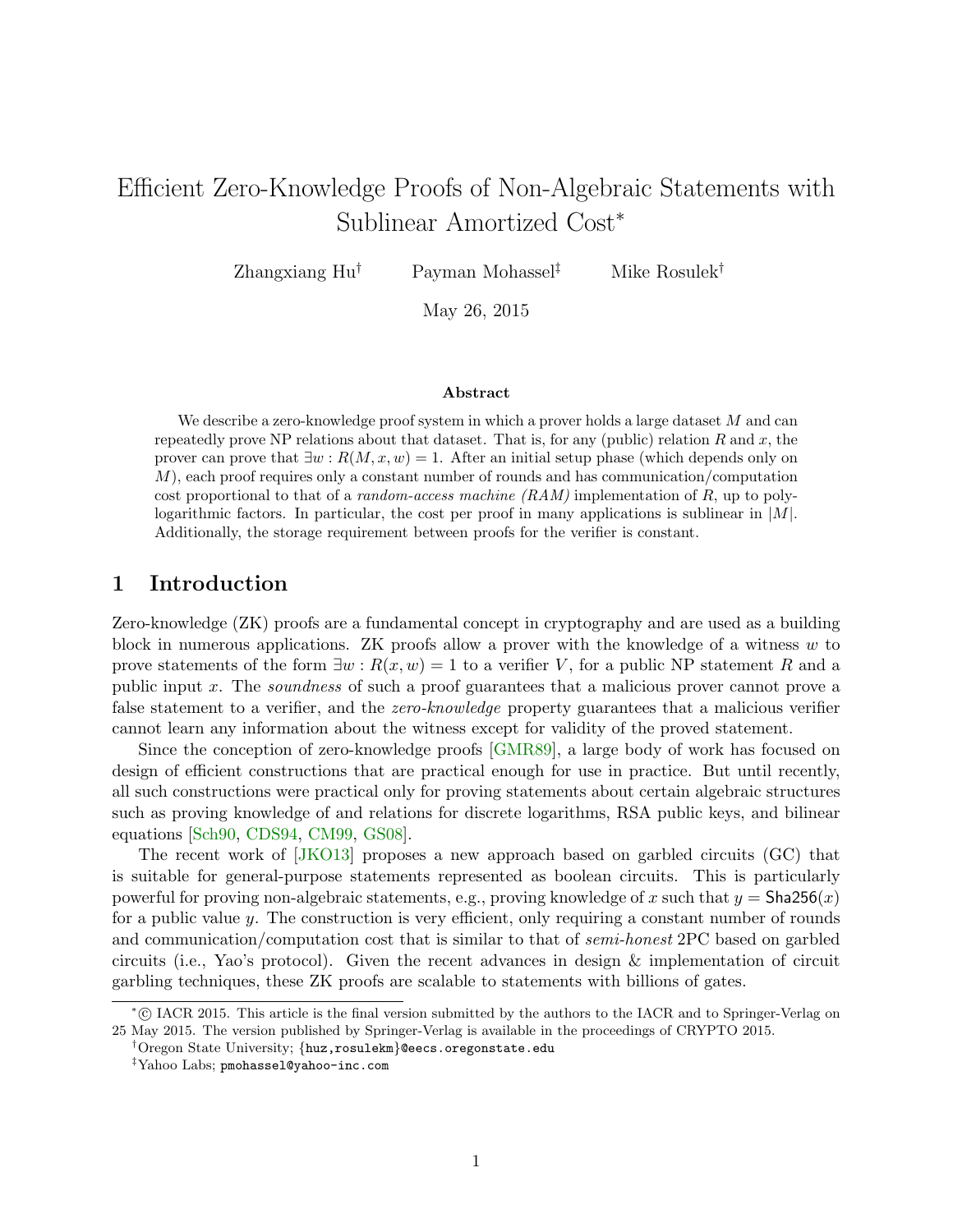# Efficient Zero-Knowledge Proofs of Non-Algebraic Statements with Sublinear Amortized Cost[*]

Zhangxiang Hu[†] Payman Mohassel[‡] Mike Rosulek[†]

May 26, 2015

### Abstract

We describe a zero-knowledge proof system in which a prover holds a large dataset $M$ and can repeatedly prove NP relations about that dataset. That is, for any (public) relation $R$ and $x$, the prover can prove that $\exists w : R(M, x, w) = 1$. After an initial setup phase (which depends only on $M$), each proof requires only a constant number of rounds and has communication/computation cost proportional to that of a *random-access machine (RAM)* implementation of $R$, up to polylogarithmic factors. In particular, the cost per proof in many applications is sublinear in $|M|$. Additionally, the storage requirement between proofs for the verifier is constant.

## 1 Introduction

Zero-knowledge (ZK) proofs are a fundamental concept in cryptography and are used as a building block in numerous applications. ZK proofs allow a prover with the knowledge of a witness $w$ to prove statements of the form $\exists w : R(x, w) = 1$ to a verifier $V$, for a public NP statement $R$ and a public input $x$. The *soundness* of such a proof guarantees that a malicious prover cannot prove a false statement to a verifier, and the *zero-knowledge* property guarantees that a malicious verifier cannot learn any information about the witness except for validity of the proved statement.

Since the conception of zero-knowledge proofs [GMR89], a large body of work has focused on design of efficient constructions that are practical enough for use in practice. But until recently, all such constructions were practical only for proving statements about certain algebraic structures such as proving knowledge of and relations for discrete logarithms, RSA public keys, and bilinear equations [Sch90, CDS94, CM99, GS08].

The recent work of [JKO13] proposes a new approach based on garbled circuits (GC) that is suitable for general-purpose statements represented as boolean circuits. This is particularly powerful for proving non-algebraic statements, e.g., proving knowledge of $x$ such that $y = \mathsf{Sha256}(x)$ for a public value $y$. The construction is very efficient, only requiring a constant number of rounds and communication/computation cost that is similar to that of *semi-honest* 2PC based on garbled circuits (i.e., Yao's protocol). Given the recent advances in design & implementation of circuit garbling techniques, these ZK proofs are scalable to statements with billions of gates.

---

[*] © IACR 2015. This article is the final version submitted by the authors to the IACR and to Springer-Verlag on 25 May 2015. The version published by Springer-Verlag is available in the proceedings of CRYPTO 2015.

[†] Oregon State University; {huz,rosulekm}@eecs.oregonstate.edu

[‡] Yahoo Labs; pmohassel@yahoo-inc.com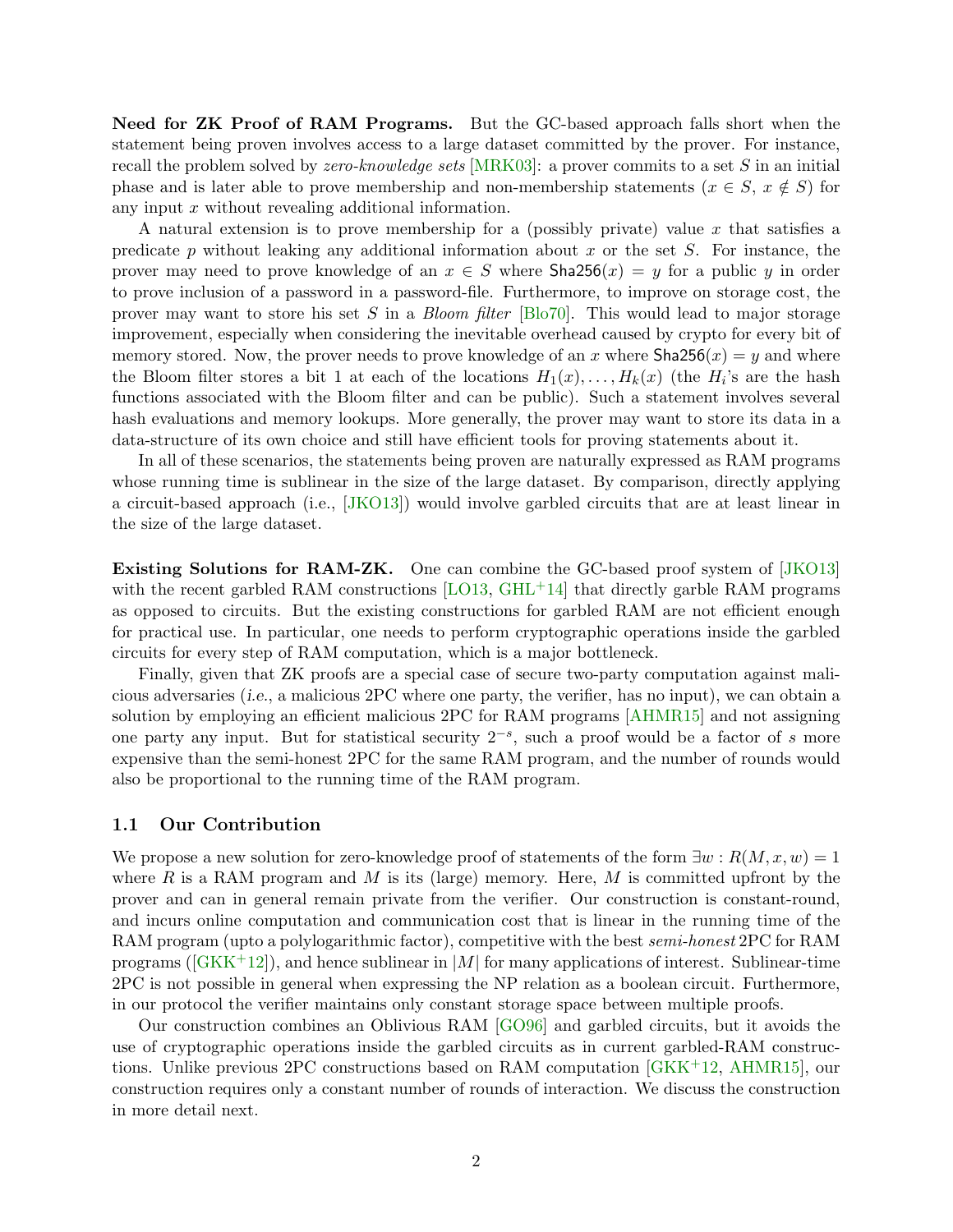**Need for ZK Proof of RAM Programs.** But the GC-based approach falls short when the statement being proven involves access to a large dataset committed by the prover. For instance, recall the problem solved by *zero-knowledge sets* [MRK03]: a prover commits to a set $S$ in an initial phase and is later able to prove membership and non-membership statements ($x \in S$, $x \notin S$) for any input $x$ without revealing additional information.

A natural extension is to prove membership for a (possibly private) value $x$ that satisfies a predicate $p$ without leaking any additional information about $x$ or the set $S$. For instance, the prover may need to prove knowledge of an $x \in S$ where $\mathsf{Sha256}(x) = y$ for a public $y$ in order to prove inclusion of a password in a password-file. Furthermore, to improve on storage cost, the prover may want to store his set $S$ in a *Bloom filter* [Blo70]. This would lead to major storage improvement, especially when considering the inevitable overhead caused by crypto for every bit of memory stored. Now, the prover needs to prove knowledge of an $x$ where $\mathsf{Sha256}(x) = y$ and where the Bloom filter stores a bit 1 at each of the locations $H_1(x), \ldots, H_k(x)$ (the $H_i$'s are the hash functions associated with the Bloom filter and can be public). Such a statement involves several hash evaluations and memory lookups. More generally, the prover may want to store its data in a data-structure of its own choice and still have efficient tools for proving statements about it.

In all of these scenarios, the statements being proven are naturally expressed as RAM programs whose running time is sublinear in the size of the large dataset. By comparison, directly applying a circuit-based approach (i.e., [JKO13]) would involve garbled circuits that are at least linear in the size of the large dataset.

**Existing Solutions for RAM-ZK.** One can combine the GC-based proof system of [JKO13] with the recent garbled RAM constructions [LO13, GHL+14] that directly garble RAM programs as opposed to circuits. But the existing constructions for garbled RAM are not efficient enough for practical use. In particular, one needs to perform cryptographic operations inside the garbled circuits for every step of RAM computation, which is a major bottleneck.

Finally, given that ZK proofs are a special case of secure two-party computation against malicious adversaries (*i.e.*, a malicious 2PC where one party, the verifier, has no input), we can obtain a solution by employing an efficient malicious 2PC for RAM programs [AHMR15] and not assigning one party any input. But for statistical security $2^{-s}$, such a proof would be a factor of $s$ more expensive than the semi-honest 2PC for the same RAM program, and the number of rounds would also be proportional to the running time of the RAM program.

## 1.1 Our Contribution

We propose a new solution for zero-knowledge proof of statements of the form $\exists w : R(M, x, w) = 1$ where $R$ is a RAM program and $M$ is its (large) memory. Here, $M$ is committed upfront by the prover and can in general remain private from the verifier. Our construction is constant-round, and incurs online computation and communication cost that is linear in the running time of the RAM program (upto a polylogarithmic factor), competitive with the best *semi-honest* 2PC for RAM programs ([GKK+12]), and hence sublinear in $|M|$ for many applications of interest. Sublinear-time 2PC is not possible in general when expressing the NP relation as a boolean circuit. Furthermore, in our protocol the verifier maintains only constant storage space between multiple proofs.

Our construction combines an Oblivious RAM [GO96] and garbled circuits, but it avoids the use of cryptographic operations inside the garbled circuits as in current garbled-RAM constructions. Unlike previous 2PC constructions based on RAM computation [GKK+12, AHMR15], our construction requires only a constant number of rounds of interaction. We discuss the construction in more detail next.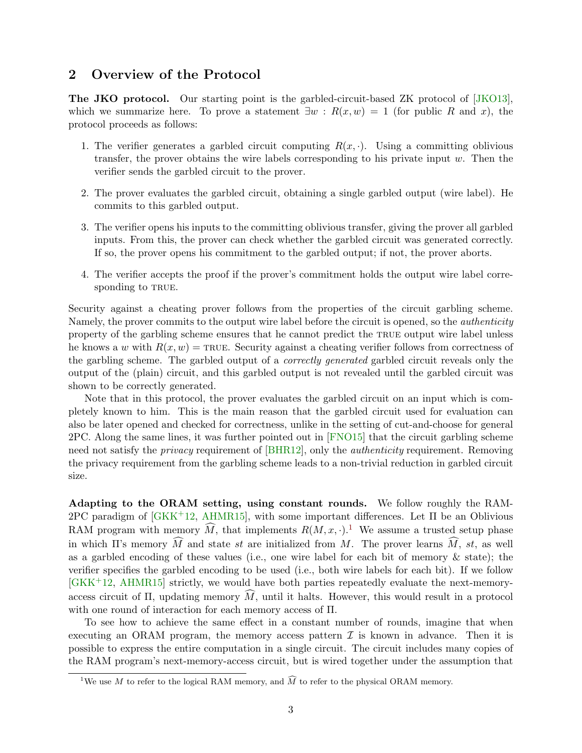## 2 Overview of the Protocol

**The JKO protocol.** Our starting point is the garbled-circuit-based ZK protocol of [JKO13], which we summarize here. To prove a statement $\exists w : R(x, w) = 1$ (for public $R$ and $x$), the protocol proceeds as follows:

1. The verifier generates a garbled circuit computing $R(x, \cdot)$. Using a committing oblivious transfer, the prover obtains the wire labels corresponding to his private input $w$. Then the verifier sends the garbled circuit to the prover.
2. The prover evaluates the garbled circuit, obtaining a single garbled output (wire label). He commits to this garbled output.
3. The verifier opens his inputs to the committing oblivious transfer, giving the prover all garbled inputs. From this, the prover can check whether the garbled circuit was generated correctly. If so, the prover opens his commitment to the garbled output; if not, the prover aborts.
4. The verifier accepts the proof if the prover's commitment holds the output wire label corresponding to TRUE.

Security against a cheating prover follows from the properties of the circuit garbling scheme. Namely, the prover commits to the output wire label before the circuit is opened, so the *authenticity* property of the garbling scheme ensures that he cannot predict the TRUE output wire label unless he knows a $w$ with $R(x, w) = \text{TRUE}$. Security against a cheating verifier follows from correctness of the garbling scheme. The garbled output of a *correctly generated* garbled circuit reveals only the output of the (plain) circuit, and this garbled output is not revealed until the garbled circuit was shown to be correctly generated.

Note that in this protocol, the prover evaluates the garbled circuit on an input which is completely known to him. This is the main reason that the garbled circuit used for evaluation can also be later opened and checked for correctness, unlike in the setting of cut-and-choose for general 2PC. Along the same lines, it was further pointed out in [FNO15] that the circuit garbling scheme need not satisfy the *privacy* requirement of [BHR12], only the *authenticity* requirement. Removing the privacy requirement from the garbling scheme leads to a non-trivial reduction in garbled circuit size.

**Adapting to the ORAM setting, using constant rounds.** We follow roughly the RAM-2PC paradigm of [GKK+12, AHMR15], with some important differences. Let $\Pi$ be an Oblivious RAM program with memory $\widehat{M}$, that implements $R(M, x, \cdot)$.[1] We assume a trusted setup phase in which $\Pi$'s memory $\widehat{M}$ and state $st$ are initialized from $M$. The prover learns $\widehat{M}$, $st$, as well as a garbled encoding of these values (i.e., one wire label for each bit of memory & state); the verifier specifies the garbled encoding to be used (i.e., both wire labels for each bit). If we follow [GKK+12, AHMR15] strictly, we would have both parties repeatedly evaluate the next-memory-access circuit of $\Pi$, updating memory $\widehat{M}$, until it halts. However, this would result in a protocol with one round of interaction for each memory access of $\Pi$.

To see how to achieve the same effect in a constant number of rounds, imagine that when executing an ORAM program, the memory access pattern $\mathcal{I}$ is known in advance. Then it is possible to express the entire computation in a single circuit. The circuit includes many copies of the RAM program's next-memory-access circuit, but is wired together under the assumption that

[1] We use $M$ to refer to the logical RAM memory, and $\widehat{M}$ to refer to the physical ORAM memory.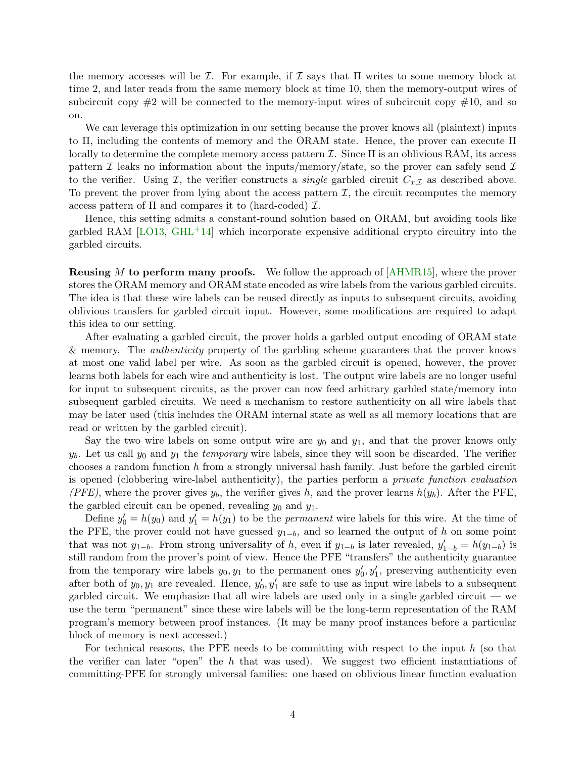the memory accesses will be $\mathcal{I}$. For example, if $\mathcal{I}$ says that $\Pi$ writes to some memory block at time 2, and later reads from the same memory block at time 10, then the memory-output wires of subcircuit copy #2 will be connected to the memory-input wires of subcircuit copy #10, and so on.

We can leverage this optimization in our setting because the prover knows all (plaintext) inputs to $\Pi$, including the contents of memory and the ORAM state. Hence, the prover can execute $\Pi$ locally to determine the complete memory access pattern $\mathcal{I}$. Since $\Pi$ is an oblivious RAM, its access pattern $\mathcal{I}$ leaks no information about the inputs/memory/state, so the prover can safely send $\mathcal{I}$ to the verifier. Using $\mathcal{I}$, the verifier constructs a *single* garbled circuit $C_{x,\mathcal{I}}$ as described above. To prevent the prover from lying about the access pattern $\mathcal{I}$, the circuit recomputes the memory access pattern of $\Pi$ and compares it to (hard-coded) $\mathcal{I}$.

Hence, this setting admits a constant-round solution based on ORAM, but avoiding tools like garbled RAM [LO13, GHL+14] which incorporate expensive additional crypto circuitry into the garbled circuits.

**Reusing $M$ to perform many proofs.** We follow the approach of [AHMR15], where the prover stores the ORAM memory and ORAM state encoded as wire labels from the various garbled circuits. The idea is that these wire labels can be reused directly as inputs to subsequent circuits, avoiding oblivious transfers for garbled circuit input. However, some modifications are required to adapt this idea to our setting.

After evaluating a garbled circuit, the prover holds a garbled output encoding of ORAM state & memory. The *authenticity* property of the garbling scheme guarantees that the prover knows at most one valid label per wire. As soon as the garbled circuit is opened, however, the prover learns both labels for each wire and authenticity is lost. The output wire labels are no longer useful for input to subsequent circuits, as the prover can now feed arbitrary garbled state/memory into subsequent garbled circuits. We need a mechanism to restore authenticity on all wire labels that may be later used (this includes the ORAM internal state as well as all memory locations that are read or written by the garbled circuit).

Say the two wire labels on some output wire are $y_0$ and $y_1$, and that the prover knows only $y_b$. Let us call $y_0$ and $y_1$ the *temporary* wire labels, since they will soon be discarded. The verifier chooses a random function $h$ from a strongly universal hash family. Just before the garbled circuit is opened (clobbering wire-label authenticity), the parties perform a *private function evaluation (PFE)*, where the prover gives $y_b$, the verifier gives $h$, and the prover learns $h(y_b)$. After the PFE, the garbled circuit can be opened, revealing $y_0$ and $y_1$.

Define $y'_0 = h(y_0)$ and $y'_1 = h(y_1)$ to be the *permanent* wire labels for this wire. At the time of the PFE, the prover could not have guessed $y_{1-b}$, and so learned the output of $h$ on some point that was not $y_{1-b}$. From strong universality of $h$, even if $y_{1-b}$ is later revealed, $y'_{1-b} = h(y_{1-b})$ is still random from the prover's point of view. Hence the PFE "transfers" the authenticity guarantee from the temporary wire labels $y_0, y_1$ to the permanent ones $y'_0, y'_1$, preserving authenticity even after both of $y_0, y_1$ are revealed. Hence, $y'_0, y'_1$ are safe to use as input wire labels to a subsequent garbled circuit. We emphasize that all wire labels are used only in a single garbled circuit — we use the term "permanent" since these wire labels will be the long-term representation of the RAM program's memory between proof instances. (It may be many proof instances before a particular block of memory is next accessed.)

For technical reasons, the PFE needs to be committing with respect to the input $h$ (so that the verifier can later "open" the $h$ that was used). We suggest two efficient instantiations of committing-PFE for strongly universal families: one based on oblivious linear function evaluation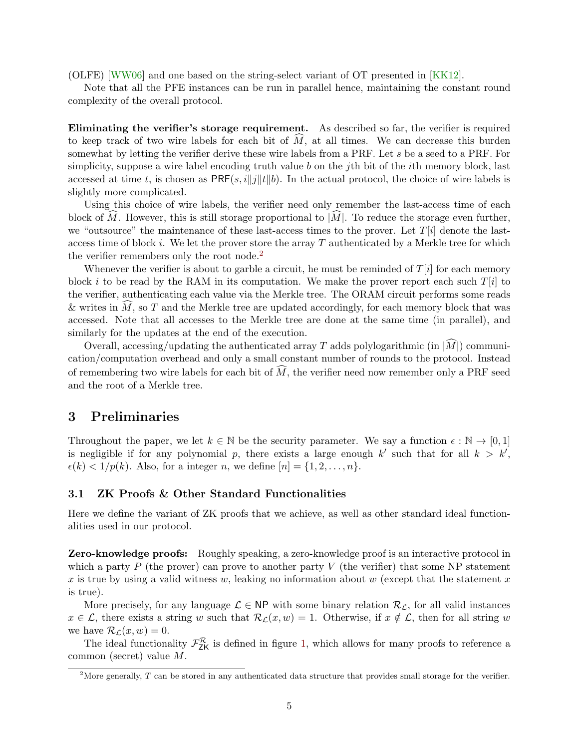(OLFE) [WW06] and one based on the string-select variant of OT presented in [KK12].

Note that all the PFE instances can be run in parallel hence, maintaining the constant round complexity of the overall protocol.

**Eliminating the verifier's storage requirement.** As described so far, the verifier is required to keep track of two wire labels for each bit of $\widehat{M}$, at all times. We can decrease this burden somewhat by letting the verifier derive these wire labels from a PRF. Let $s$ be a seed to a PRF. For simplicity, suppose a wire label encoding truth value $b$ on the $j$th bit of the $i$th memory block, last accessed at time $t$, is chosen as $\mathsf{PRF}(s, i\|j\|t\|b)$. In the actual protocol, the choice of wire labels is slightly more complicated.

Using this choice of wire labels, the verifier need only remember the last-access time of each block of $\widehat{M}$. However, this is still storage proportional to $|\widehat{M}|$. To reduce the storage even further, we "outsource" the maintenance of these last-access times to the prover. Let $T[i]$ denote the last-access time of block $i$. We let the prover store the array $T$ authenticated by a Merkle tree for which the verifier remembers only the root node.[2]

Whenever the verifier is about to garble a circuit, he must be reminded of $T[i]$ for each memory block $i$ to be read by the RAM in its computation. We make the prover report each such $T[i]$ to the verifier, authenticating each value via the Merkle tree. The ORAM circuit performs some reads & writes in $\widehat{M}$, so $T$ and the Merkle tree are updated accordingly, for each memory block that was accessed. Note that all accesses to the Merkle tree are done at the same time (in parallel), and similarly for the updates at the end of the execution.

Overall, accessing/updating the authenticated array $T$ adds polylogarithmic (in $|\widehat{M}|$) communication/computation overhead and only a small constant number of rounds to the protocol. Instead of remembering two wire labels for each bit of $\widehat{M}$, the verifier need now remember only a PRF seed and the root of a Merkle tree.

# 3 Preliminaries

Throughout the paper, we let $k \in \mathbb{N}$ be the security parameter. We say a function $\epsilon : \mathbb{N} \to [0, 1]$ is negligible if for any polynomial $p$, there exists a large enough $k'$ such that for all $k > k'$, $\epsilon(k) < 1/p(k)$. Also, for a integer $n$, we define $[n] = \{1, 2, \ldots, n\}$.

## 3.1 ZK Proofs & Other Standard Functionalities

Here we define the variant of ZK proofs that we achieve, as well as other standard ideal functionalities used in our protocol.

**Zero-knowledge proofs:** Roughly speaking, a zero-knowledge proof is an interactive protocol in which a party $P$ (the prover) can prove to another party $V$ (the verifier) that some NP statement $x$ is true by using a valid witness $w$, leaking no information about $w$ (except that the statement $x$ is true).

More precisely, for any language $\mathcal{L} \in \mathsf{NP}$ with some binary relation $\mathcal{R}_{\mathcal{L}}$, for all valid instances $x \in \mathcal{L}$, there exists a string $w$ such that $\mathcal{R}_{\mathcal{L}}(x, w) = 1$. Otherwise, if $x \notin \mathcal{L}$, then for all string $w$ we have $\mathcal{R}_{\mathcal{L}}(x, w) = 0$.

The ideal functionality $\mathcal{F}_{\mathsf{ZK}}^{\mathcal{R}}$ is defined in figure 1, which allows for many proofs to reference a common (secret) value $M$.

[2] More generally, $T$ can be stored in any authenticated data structure that provides small storage for the verifier.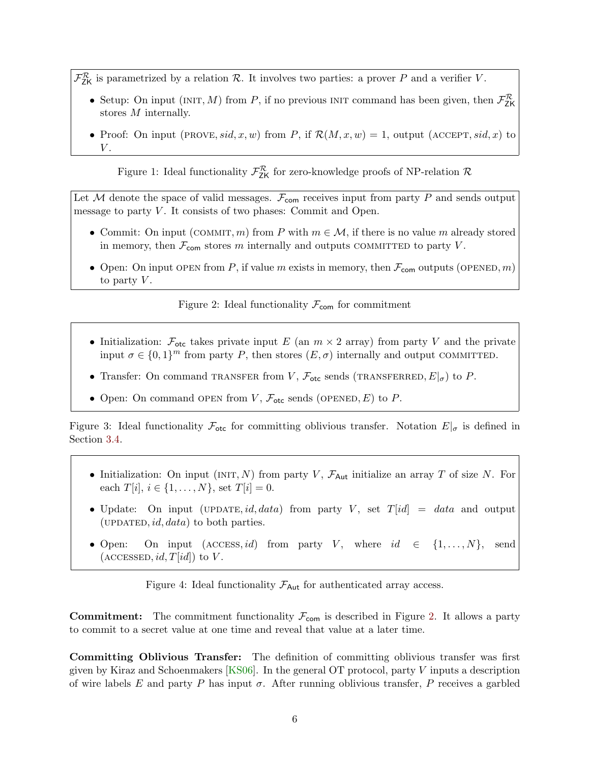$\mathcal{F}_{\mathsf{ZK}}^{\mathcal{R}}$ is parametrized by a relation $\mathcal{R}$. It involves two parties: a prover $P$ and a verifier $V$.

- Setup: On input $(\textsc{init}, M)$ from $P$, if no previous $\textsc{init}$ command has been given, then $\mathcal{F}_{\mathsf{ZK}}^{\mathcal{R}}$ stores $M$ internally.
- Proof: On input $(\textsc{prove}, sid, x, w)$ from $P$, if $\mathcal{R}(M, x, w) = 1$, output $(\textsc{accept}, sid, x)$ to $V$.

Figure 1: Ideal functionality $\mathcal{F}_{\mathsf{ZK}}^{\mathcal{R}}$ for zero-knowledge proofs of NP-relation $\mathcal{R}$

Let $\mathcal{M}$ denote the space of valid messages. $\mathcal{F}_{\mathsf{com}}$ receives input from party $P$ and sends output message to party $V$. It consists of two phases: Commit and Open.

- Commit: On input $(\textsc{commit}, m)$ from $P$ with $m \in \mathcal{M}$, if there is no value $m$ already stored in memory, then $\mathcal{F}_{\mathsf{com}}$ stores $m$ internally and outputs $\textsc{committed}$ to party $V$.
- Open: On input $\textsc{open}$ from $P$, if value $m$ exists in memory, then $\mathcal{F}_{\mathsf{com}}$ outputs $(\textsc{opened}, m)$ to party $V$.

Figure 2: Ideal functionality $\mathcal{F}_{\mathsf{com}}$ for commitment

- Initialization: $\mathcal{F}_{\mathsf{otc}}$ takes private input $E$ (an $m \times 2$ array) from party $V$ and the private input $\sigma \in \{0,1\}^m$ from party $P$, then stores $(E, \sigma)$ internally and output $\textsc{committed}$.
- Transfer: On command $\textsc{transfer}$ from $V$, $\mathcal{F}_{\mathsf{otc}}$ sends $(\textsc{transferred}, E|_\sigma)$ to $P$.
- Open: On command $\textsc{open}$ from $V$, $\mathcal{F}_{\mathsf{otc}}$ sends $(\textsc{opened}, E)$ to $P$.

Figure 3: Ideal functionality $\mathcal{F}_{\mathsf{otc}}$ for committing oblivious transfer. Notation $E|_\sigma$ is defined in Section 3.4.

- Initialization: On input $(\textsc{init}, N)$ from party $V$, $\mathcal{F}_{\mathsf{Aut}}$ initialize an array $T$ of size $N$. For each $T[i]$, $i \in \{1, \dots, N\}$, set $T[i] = 0$.
- Update: On input $(\textsc{update}, id, data)$ from party $V$, set $T[id] = data$ and output $(\textsc{updated}, id, data)$ to both parties.
- Open: On input $(\textsc{access}, id)$ from party $V$, where $id \in \{1, \dots, N\}$, send $(\textsc{accessed}, id, T[id])$ to $V$.

Figure 4: Ideal functionality $\mathcal{F}_{\mathsf{Aut}}$ for authenticated array access.

**Commitment:** The commitment functionality $\mathcal{F}_{\mathsf{com}}$ is described in Figure 2. It allows a party to commit to a secret value at one time and reveal that value at a later time.

**Committing Oblivious Transfer:** The definition of committing oblivious transfer was first given by Kiraz and Schoenmakers [KS06]. In the general OT protocol, party $V$ inputs a description of wire labels $E$ and party $P$ has input $\sigma$. After running oblivious transfer, $P$ receives a garbled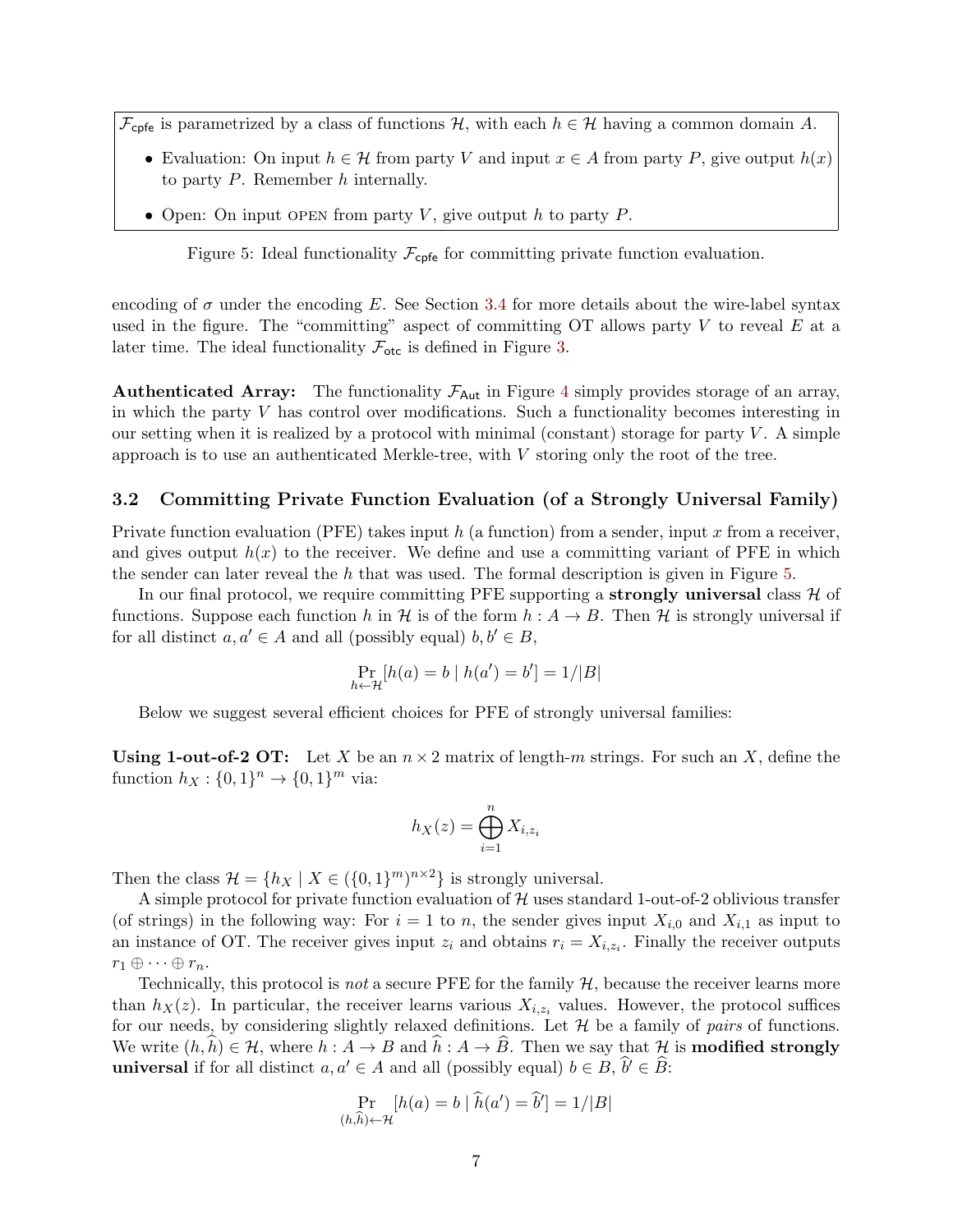$\mathcal{F}_{\mathsf{cpfe}}$ is parametrized by a class of functions $\mathcal{H}$, with each $h \in \mathcal{H}$ having a common domain $A$.

- Evaluation: On input $h \in \mathcal{H}$ from party $V$ and input $x \in A$ from party $P$, give output $h(x)$ to party $P$. Remember $h$ internally.
- Open: On input OPEN from party $V$, give output $h$ to party $P$.

Figure 5: Ideal functionality $\mathcal{F}_{\mathsf{cpfe}}$ for committing private function evaluation.

encoding of $\sigma$ under the encoding $E$. See Section 3.4 for more details about the wire-label syntax used in the figure. The "committing" aspect of committing OT allows party $V$ to reveal $E$ at a later time. The ideal functionality $\mathcal{F}_{\mathsf{otc}}$ is defined in Figure 3.

**Authenticated Array:** The functionality $\mathcal{F}_{\mathsf{Aut}}$ in Figure 4 simply provides storage of an array, in which the party $V$ has control over modifications. Such a functionality becomes interesting in our setting when it is realized by a protocol with minimal (constant) storage for party $V$. A simple approach is to use an authenticated Merkle-tree, with $V$ storing only the root of the tree.

### 3.2 Committing Private Function Evaluation (of a Strongly Universal Family)

Private function evaluation (PFE) takes input $h$ (a function) from a sender, input $x$ from a receiver, and gives output $h(x)$ to the receiver. We define and use a committing variant of PFE in which the sender can later reveal the $h$ that was used. The formal description is given in Figure 5.

In our final protocol, we require committing PFE supporting a **strongly universal** class $\mathcal{H}$ of functions. Suppose each function $h$ in $\mathcal{H}$ is of the form $h : A \to B$. Then $\mathcal{H}$ is strongly universal if for all distinct $a, a' \in A$ and all (possibly equal) $b, b' \in B$,

$$\Pr_{h \leftarrow \mathcal{H}}[h(a) = b \mid h(a') = b'] = 1/|B|$$

Below we suggest several efficient choices for PFE of strongly universal families:

**Using 1-out-of-2 OT:** Let $X$ be an $n \times 2$ matrix of length-$m$ strings. For such an $X$, define the function $h_X : \{0,1\}^n \to \{0,1\}^m$ via:

$$h_X(z) = \bigoplus_{i=1}^{n} X_{i,z_i}$$

Then the class $\mathcal{H} = \{h_X \mid X \in (\{0,1\}^m)^{n\times 2}\}$ is strongly universal.

A simple protocol for private function evaluation of $\mathcal{H}$ uses standard 1-out-of-2 oblivious transfer (of strings) in the following way: For $i = 1$ to $n$, the sender gives input $X_{i,0}$ and $X_{i,1}$ as input to an instance of OT. The receiver gives input $z_i$ and obtains $r_i = X_{i,z_i}$. Finally the receiver outputs $r_1 \oplus \cdots \oplus r_n$.

Technically, this protocol is *not* a secure PFE for the family $\mathcal{H}$, because the receiver learns more than $h_X(z)$. In particular, the receiver learns various $X_{i,z_i}$ values. However, the protocol suffices for our needs, by considering slightly relaxed definitions. Let $\mathcal{H}$ be a family of *pairs* of functions. We write $(h, \widehat{h}) \in \mathcal{H}$, where $h : A \to B$ and $\widehat{h} : A \to \widehat{B}$. Then we say that $\mathcal{H}$ is **modified strongly universal** if for all distinct $a, a' \in A$ and all (possibly equal) $b \in B$, $\widehat{b}' \in \widehat{B}$:

$$\Pr_{(h,\widehat{h}) \leftarrow \mathcal{H}}[h(a) = b \mid \widehat{h}(a') = \widehat{b}'] = 1/|B|$$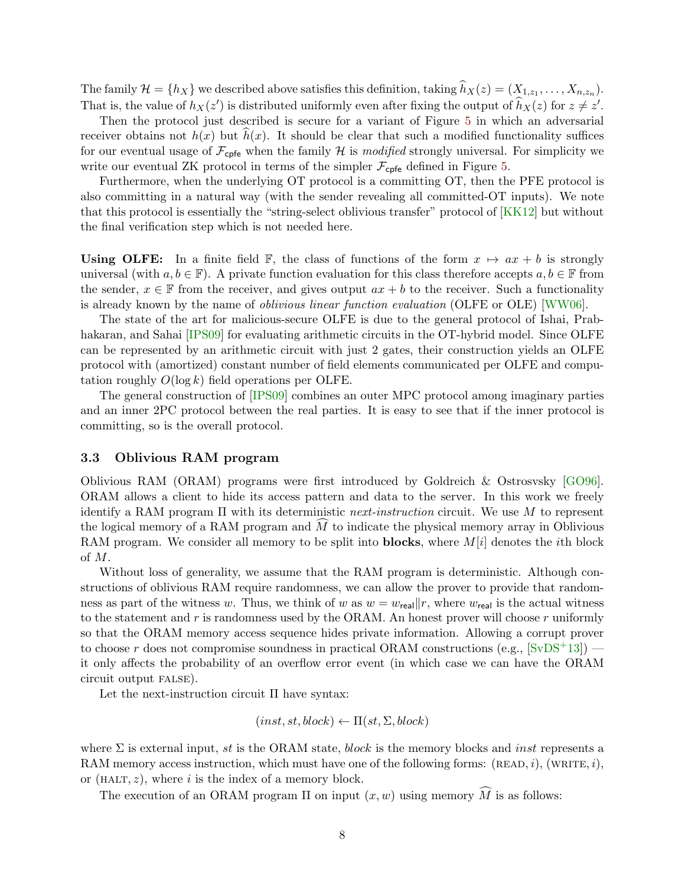The family $\mathcal{H} = \{h_X\}$ we described above satisfies this definition, taking $\widehat{h}_X(z) = (X_{1,z_1}, \ldots, X_{n,z_n})$. That is, the value of $h_X(z')$ is distributed uniformly even after fixing the output of $\widehat{h}_X(z)$ for $z \neq z'$.

Then the protocol just described is secure for a variant of Figure 5 in which an adversarial receiver obtains not $h(x)$ but $\widehat{h}(x)$. It should be clear that such a modified functionality suffices for our eventual usage of $\mathcal{F}_{\mathsf{cpfe}}$ when the family $\mathcal{H}$ is *modified* strongly universal. For simplicity we write our eventual ZK protocol in terms of the simpler $\mathcal{F}_{\mathsf{cpfe}}$ defined in Figure 5.

Furthermore, when the underlying OT protocol is a committing OT, then the PFE protocol is also committing in a natural way (with the sender revealing all committed-OT inputs). We note that this protocol is essentially the "string-select oblivious transfer" protocol of [KK12] but without the final verification step which is not needed here.

**Using OLFE:** In a finite field $\mathbb{F}$, the class of functions of the form $x \mapsto ax + b$ is strongly universal (with $a, b \in \mathbb{F}$). A private function evaluation for this class therefore accepts $a, b \in \mathbb{F}$ from the sender, $x \in \mathbb{F}$ from the receiver, and gives output $ax + b$ to the receiver. Such a functionality is already known by the name of *oblivious linear function evaluation* (OLFE or OLE) [WW06].

The state of the art for malicious-secure OLFE is due to the general protocol of Ishai, Prabhakaran, and Sahai [IPS09] for evaluating arithmetic circuits in the OT-hybrid model. Since OLFE can be represented by an arithmetic circuit with just 2 gates, their construction yields an OLFE protocol with (amortized) constant number of field elements communicated per OLFE and computation roughly $O(\log k)$ field operations per OLFE.

The general construction of [IPS09] combines an outer MPC protocol among imaginary parties and an inner 2PC protocol between the real parties. It is easy to see that if the inner protocol is committing, so is the overall protocol.

### 3.3 Oblivious RAM program

Oblivious RAM (ORAM) programs were first introduced by Goldreich & Ostrosvsky [GO96]. ORAM allows a client to hide its access pattern and data to the server. In this work we freely identify a RAM program $\Pi$ with its deterministic *next-instruction* circuit. We use $M$ to represent the logical memory of a RAM program and $\widehat{M}$ to indicate the physical memory array in Oblivious RAM program. We consider all memory to be split into **blocks**, where $M[i]$ denotes the $i$th block of $M$.

Without loss of generality, we assume that the RAM program is deterministic. Although constructions of oblivious RAM require randomness, we can allow the prover to provide that randomness as part of the witness $w$. Thus, we think of $w$ as $w = w_{\mathsf{real}} \| r$, where $w_{\mathsf{real}}$ is the actual witness to the statement and $r$ is randomness used by the ORAM. An honest prover will choose $r$ uniformly so that the ORAM memory access sequence hides private information. Allowing a corrupt prover to choose $r$ does not compromise soundness in practical ORAM constructions (e.g., [SvDS+13]) — it only affects the probability of an overflow error event (in which case we can have the ORAM circuit output FALSE).

Let the next-instruction circuit $\Pi$ have syntax:

$$(inst, st, block) \leftarrow \Pi(st, \Sigma, block)$$

where $\Sigma$ is external input, $st$ is the ORAM state, $block$ is the memory blocks and $inst$ represents a RAM memory access instruction, which must have one of the following forms: $(\text{READ}, i)$, $(\text{WRITE}, i)$, or $(\text{HALT}, z)$, where $i$ is the index of a memory block.

The execution of an ORAM program $\Pi$ on input $(x, w)$ using memory $\widehat{M}$ is as follows: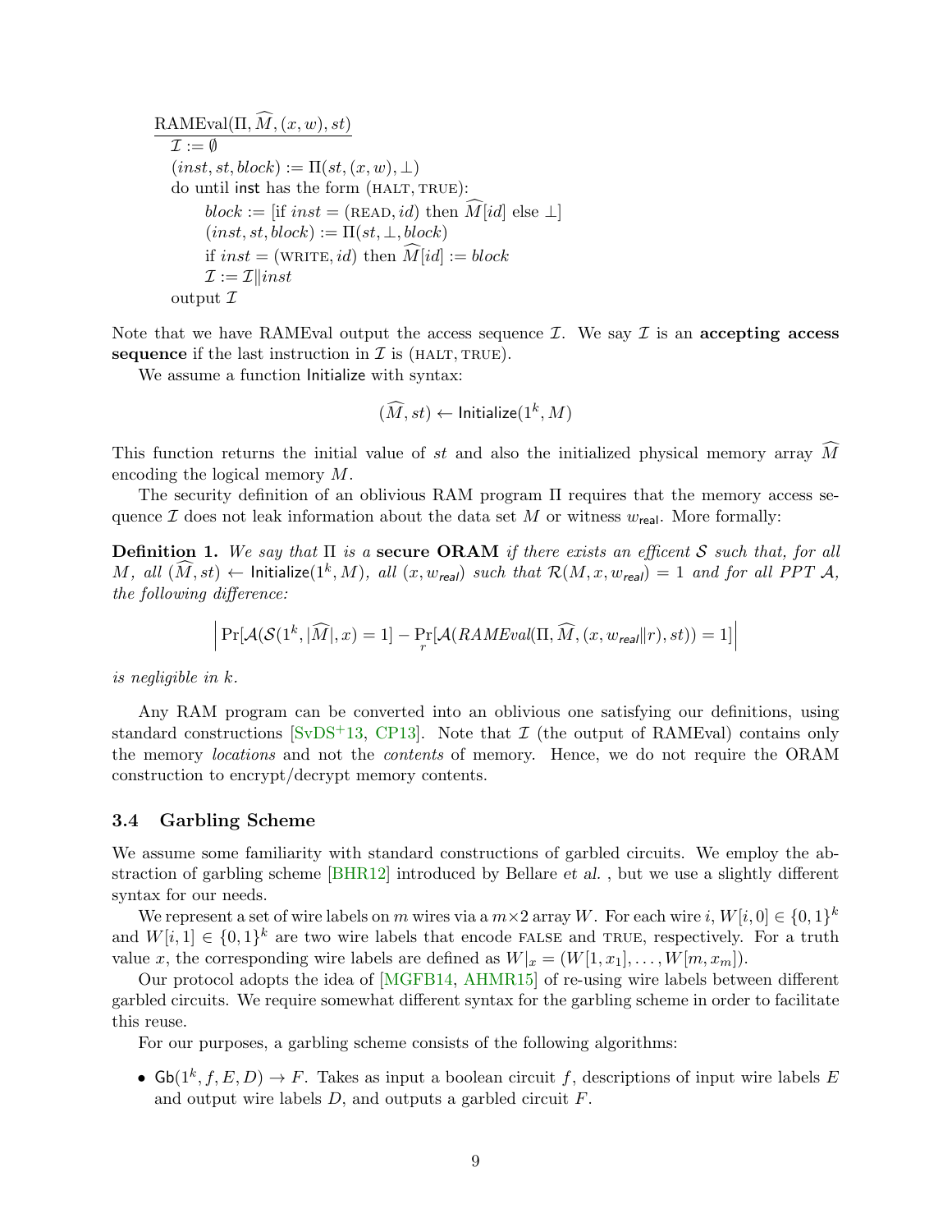$\underline{\text{RAMEval}(\Pi, \widehat{M}, (x, w), st)}$

$\mathcal{I} := \emptyset$
$(inst, st, block) := \Pi(st, (x, w), \bot)$
do until $\mathsf{inst}$ has the form $(\textsc{halt}, \textsc{true})$:
  $block :=$ [if $inst = (\textsc{read}, id)$ then $\widehat{M}[id]$ else $\bot$]
  $(inst, st, block) := \Pi(st, \bot, block)$
  if $inst = (\textsc{write}, id)$ then $\widehat{M}[id] := block$
  $\mathcal{I} := \mathcal{I} \| inst$
output $\mathcal{I}$

Note that we have RAMEval output the access sequence $\mathcal{I}$. We say $\mathcal{I}$ is an **accepting access sequence** if the last instruction in $\mathcal{I}$ is $(\textsc{halt}, \textsc{true})$.

We assume a function $\mathsf{Initialize}$ with syntax:

$$(\widehat{M}, st) \leftarrow \mathsf{Initialize}(1^k, M)$$

This function returns the initial value of $st$ and also the initialized physical memory array $\widehat{M}$ encoding the logical memory $M$.

The security definition of an oblivious RAM program $\Pi$ requires that the memory access sequence $\mathcal{I}$ does not leak information about the data set $M$ or witness $w_{\mathsf{real}}$. More formally:

**Definition 1.** *We say that $\Pi$ is a* **secure ORAM** *if there exists an efficent $\mathcal{S}$ such that, for all $M$, all $(\widehat{M}, st) \leftarrow \mathsf{Initialize}(1^k, M)$, all $(x, w_{real})$ such that $\mathcal{R}(M, x, w_{real}) = 1$ and for all PPT $\mathcal{A}$, the following difference:*

$$\left| \Pr[\mathcal{A}(\mathcal{S}(1^k, |\widehat{M}|, x) = 1] - \Pr_r[\mathcal{A}(\mathit{RAMEval}(\Pi, \widehat{M}, (x, w_{real} \| r), st)) = 1] \right|$$

*is negligible in $k$.*

Any RAM program can be converted into an oblivious one satisfying our definitions, using standard constructions [SvDS+13, CP13]. Note that $\mathcal{I}$ (the output of RAMEval) contains only the memory *locations* and not the *contents* of memory. Hence, we do not require the ORAM construction to encrypt/decrypt memory contents.

### 3.4 Garbling Scheme

We assume some familiarity with standard constructions of garbled circuits. We employ the abstraction of garbling scheme [BHR12] introduced by Bellare *et al.* , but we use a slightly different syntax for our needs.

We represent a set of wire labels on $m$ wires via a $m \times 2$ array $W$. For each wire $i$, $W[i, 0] \in \{0,1\}^k$ and $W[i, 1] \in \{0,1\}^k$ are two wire labels that encode $\textsc{false}$ and $\textsc{true}$, respectively. For a truth value $x$, the corresponding wire labels are defined as $W|_x = (W[1, x_1], \ldots, W[m, x_m])$.

Our protocol adopts the idea of [MGFB14, AHMR15] of re-using wire labels between different garbled circuits. We require somewhat different syntax for the garbling scheme in order to facilitate this reuse.

For our purposes, a garbling scheme consists of the following algorithms:

- $\mathsf{Gb}(1^k, f, E, D) \rightarrow F$. Takes as input a boolean circuit $f$, descriptions of input wire labels $E$ and output wire labels $D$, and outputs a garbled circuit $F$.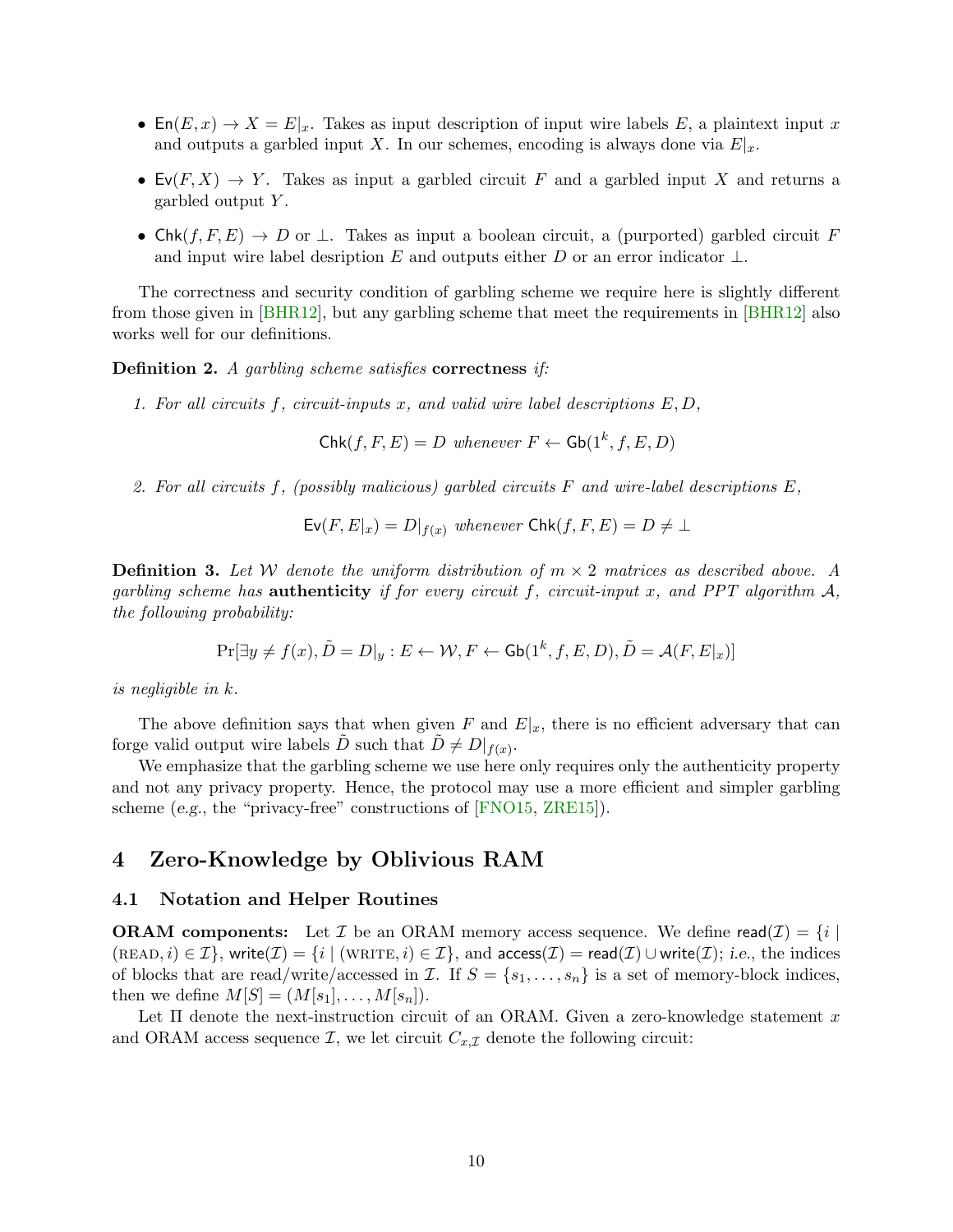- $\mathsf{En}(E, x) \to X = E|_x$. Takes as input description of input wire labels $E$, a plaintext input $x$ and outputs a garbled input $X$. In our schemes, encoding is always done via $E|_x$.
- $\mathsf{Ev}(F, X) \to Y$. Takes as input a garbled circuit $F$ and a garbled input $X$ and returns a garbled output $Y$.
- $\mathsf{Chk}(f, F, E) \to D$ or $\perp$. Takes as input a boolean circuit, a (purported) garbled circuit $F$ and input wire label desription $E$ and outputs either $D$ or an error indicator $\perp$.

The correctness and security condition of garbling scheme we require here is slightly different from those given in [BHR12], but any garbling scheme that meet the requirements in [BHR12] also works well for our definitions.

**Definition 2.** *A garbling scheme satisfies* **correctness** *if:*

1. *For all circuits $f$, circuit-inputs $x$, and valid wire label descriptions $E, D$,*

$$\mathsf{Chk}(f, F, E) = D \text{ whenever } F \leftarrow \mathsf{Gb}(1^k, f, E, D)$$

2. *For all circuits $f$, (possibly malicious) garbled circuits $F$ and wire-label descriptions $E$,*

$$\mathsf{Ev}(F, E|_x) = D|_{f(x)} \text{ whenever } \mathsf{Chk}(f, F, E) = D \neq \perp$$

**Definition 3.** *Let $\mathcal{W}$ denote the uniform distribution of $m \times 2$ matrices as described above. A garbling scheme has* **authenticity** *if for every circuit $f$, circuit-input $x$, and PPT algorithm $\mathcal{A}$, the following probability:*

$$\Pr[\exists y \neq f(x), \tilde{D} = D|_y : E \leftarrow \mathcal{W}, F \leftarrow \mathsf{Gb}(1^k, f, E, D), \tilde{D} = \mathcal{A}(F, E|_x)]$$

*is negligible in $k$.*

The above definition says that when given $F$ and $E|_x$, there is no efficient adversary that can forge valid output wire labels $\tilde{D}$ such that $\tilde{D} \neq D|_{f(x)}$.

We emphasize that the garbling scheme we use here only requires only the authenticity property and not any privacy property. Hence, the protocol may use a more efficient and simpler garbling scheme (*e.g.*, the "privacy-free" constructions of [FNO15, ZRE15]).

## 4 Zero-Knowledge by Oblivious RAM

### 4.1 Notation and Helper Routines

**ORAM components:** Let $\mathcal{I}$ be an ORAM memory access sequence. We define $\mathsf{read}(\mathcal{I}) = \{i \mid (\textsc{read}, i) \in \mathcal{I}\}$, $\mathsf{write}(\mathcal{I}) = \{i \mid (\textsc{write}, i) \in \mathcal{I}\}$, and $\mathsf{access}(\mathcal{I}) = \mathsf{read}(\mathcal{I}) \cup \mathsf{write}(\mathcal{I})$; *i.e.*, the indices of blocks that are read/write/accessed in $\mathcal{I}$. If $S = \{s_1, \ldots, s_n\}$ is a set of memory-block indices, then we define $M[S] = (M[s_1], \ldots, M[s_n])$.

Let $\Pi$ denote the next-instruction circuit of an ORAM. Given a zero-knowledge statement $x$ and ORAM access sequence $\mathcal{I}$, we let circuit $C_{x,\mathcal{I}}$ denote the following circuit: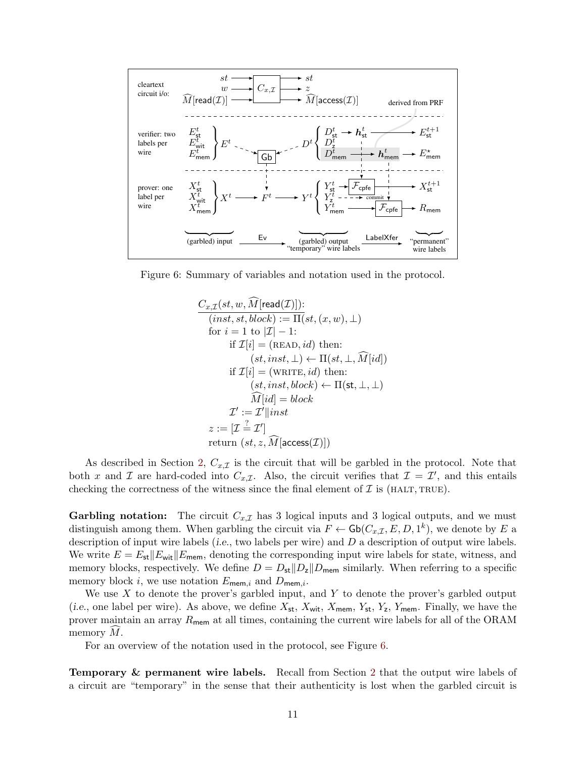Figure 6: Summary of variables and notation used in the protocol.

$$
\begin{array}{l}
\underline{C_{x,\mathcal{I}}(st, w, \widehat{M}[\mathsf{read}(\mathcal{I})]):} \\
\quad (inst, st, block) := \Pi(st, (x, w), \bot) \\
\quad \text{for } i = 1 \text{ to } |\mathcal{I}| - 1: \\
\qquad \text{if } \mathcal{I}[i] = (\text{READ}, id) \text{ then:} \\
\qquad\quad (st, inst, \bot) \leftarrow \Pi(st, \bot, \widehat{M}[id]) \\
\qquad \text{if } \mathcal{I}[i] = (\text{WRITE}, id) \text{ then:} \\
\qquad\quad (st, inst, block) \leftarrow \Pi(\mathsf{st}, \bot, \bot) \\
\qquad\quad \widehat{M}[id] = block \\
\qquad \mathcal{I}' := \mathcal{I}' \| inst \\
\quad z := [\mathcal{I} \stackrel{?}{=} \mathcal{I}'] \\
\quad \text{return } (st, z, \widehat{M}[\mathsf{access}(\mathcal{I})])
\end{array}
$$

As described in Section 2, $C_{x,\mathcal{I}}$ is the circuit that will be garbled in the protocol. Note that both $x$ and $\mathcal{I}$ are hard-coded into $C_{x,\mathcal{I}}$. Also, the circuit verifies that $\mathcal{I} = \mathcal{I}'$, and this entails checking the correctness of the witness since the final element of $\mathcal{I}$ is (HALT, TRUE).

**Garbling notation:** The circuit $C_{x,\mathcal{I}}$ has 3 logical inputs and 3 logical outputs, and we must distinguish among them. When garbling the circuit via $F \leftarrow \mathsf{Gb}(C_{x,\mathcal{I}}, E, D, 1^k)$, we denote by $E$ a description of input wire labels (*i.e.*, two labels per wire) and $D$ a description of output wire labels. We write $E = E_{\mathsf{st}} \| E_{\mathsf{wit}} \| E_{\mathsf{mem}}$, denoting the corresponding input wire labels for state, witness, and memory blocks, respectively. We define $D = D_{\mathsf{st}} \| D_{\mathsf{z}} \| D_{\mathsf{mem}}$ similarly. When referring to a specific memory block $i$, we use notation $E_{\mathsf{mem},i}$ and $D_{\mathsf{mem},i}$.

We use $X$ to denote the prover's garbled input, and $Y$ to denote the prover's garbled output (*i.e.*, one label per wire). As above, we define $X_{\mathsf{st}}$, $X_{\mathsf{wit}}$, $X_{\mathsf{mem}}$, $Y_{\mathsf{st}}$, $Y_{\mathsf{z}}$, $Y_{\mathsf{mem}}$. Finally, we have the prover maintain an array $R_{\mathsf{mem}}$ at all times, containing the current wire labels for all of the ORAM memory $\widehat{M}$.

For an overview of the notation used in the protocol, see Figure 6.

**Temporary & permanent wire labels.** Recall from Section 2 that the output wire labels of a circuit are "temporary" in the sense that their authenticity is lost when the garbled circuit is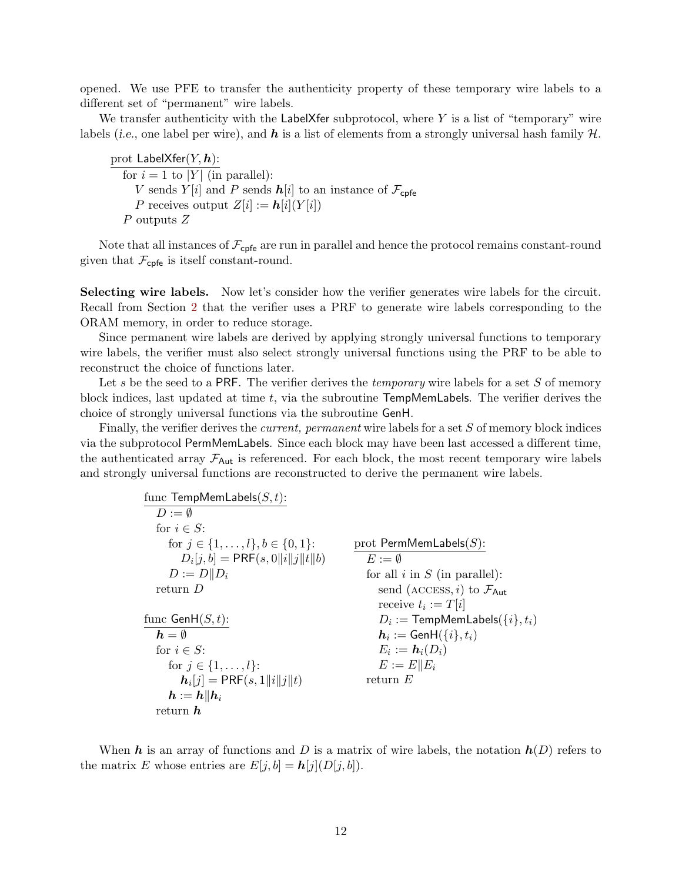opened. We use PFE to transfer the authenticity property of these temporary wire labels to a different set of "permanent" wire labels.

We transfer authenticity with the LabelXfer subprotocol, where $Y$ is a list of "temporary" wire labels (*i.e.*, one label per wire), and $\boldsymbol{h}$ is a list of elements from a strongly universal hash family $\mathcal{H}$.

```
prot LabelXfer(Y, h):
  for i = 1 to |Y| (in parallel):
    V sends Y[i] and P sends h[i] to an instance of F_cpfe
    P receives output Z[i] := h[i](Y[i])
  P outputs Z
```

Note that all instances of $\mathcal{F}_{\mathsf{cpfe}}$ are run in parallel and hence the protocol remains constant-round given that $\mathcal{F}_{\mathsf{cpfe}}$ is itself constant-round.

**Selecting wire labels.** Now let's consider how the verifier generates wire labels for the circuit. Recall from Section 2 that the verifier uses a PRF to generate wire labels corresponding to the ORAM memory, in order to reduce storage.

Since permanent wire labels are derived by applying strongly universal functions to temporary wire labels, the verifier must also select strongly universal functions using the PRF to be able to reconstruct the choice of functions later.

Let $s$ be the seed to a PRF. The verifier derives the *temporary* wire labels for a set $S$ of memory block indices, last updated at time $t$, via the subroutine TempMemLabels. The verifier derives the choice of strongly universal functions via the subroutine GenH.

Finally, the verifier derives the *current, permanent* wire labels for a set $S$ of memory block indices via the subprotocol PermMemLabels. Since each block may have been last accessed a different time, the authenticated array $\mathcal{F}_{\mathsf{Aut}}$ is referenced. For each block, the most recent temporary wire labels and strongly universal functions are reconstructed to derive the permanent wire labels.

```
func TempMemLabels(S, t):
  D := ∅
  for i ∈ S:
    for j ∈ {1, ..., l}, b ∈ {0, 1}:
      D_i[j, b] = PRF(s, 0‖i‖j‖t‖b)
    D := D‖D_i
  return D

func GenH(S, t):
  h = ∅
  for i ∈ S:
    for j ∈ {1, ..., l}:
      h_i[j] = PRF(s, 1‖i‖j‖t)
    h := h‖h_i
  return h

prot PermMemLabels(S):
  E := ∅
  for all i in S (in parallel):
    send (ACCESS, i) to F_Aut
    receive t_i := T[i]
    D_i := TempMemLabels({i}, t_i)
    h_i := GenH({i}, t_i)
    E_i := h_i(D_i)
    E := E‖E_i
  return E
```

When $\boldsymbol{h}$ is an array of functions and $D$ is a matrix of wire labels, the notation $\boldsymbol{h}(D)$ refers to the matrix $E$ whose entries are $E[j, b] = \boldsymbol{h}[j](D[j, b])$.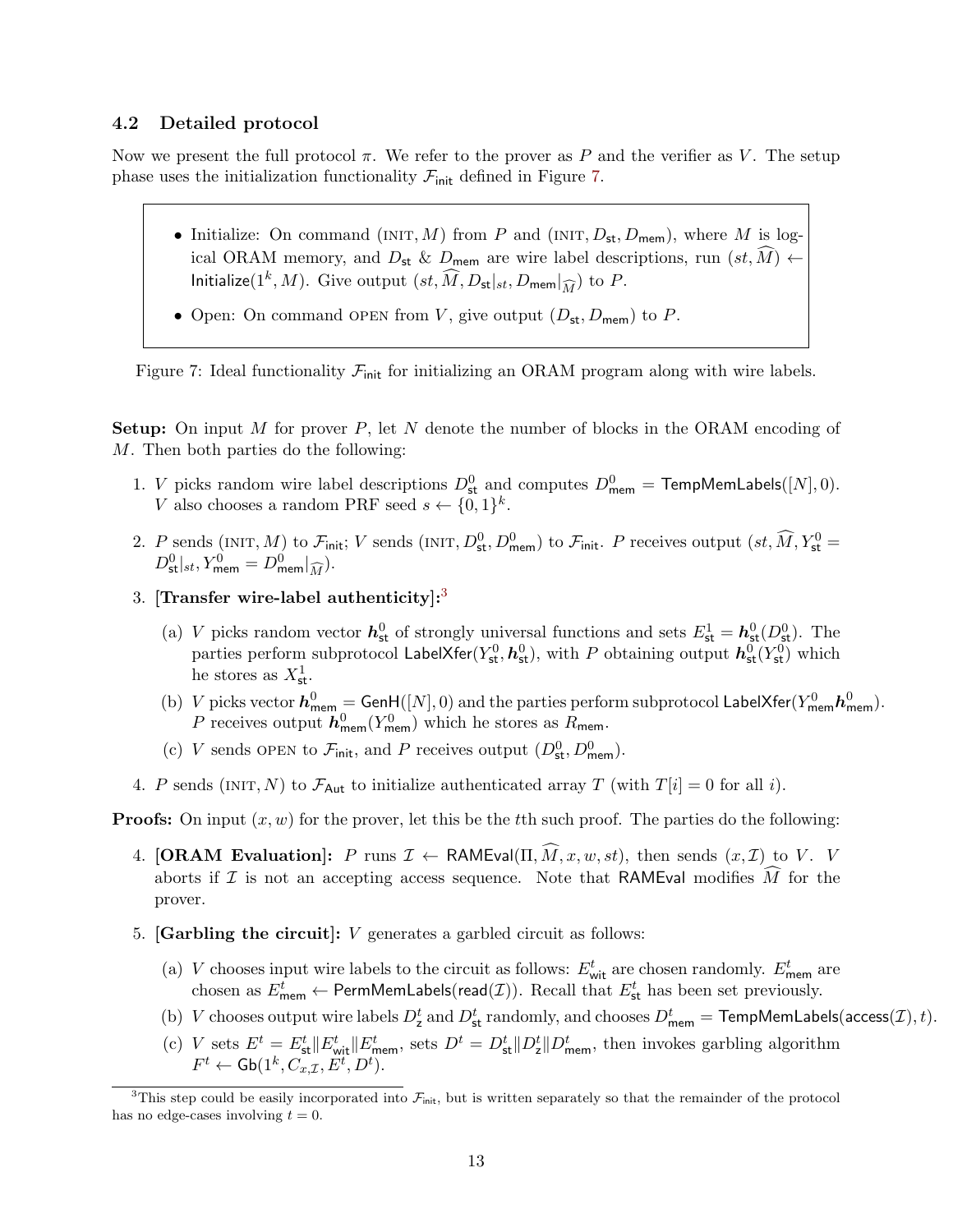### 4.2 Detailed protocol

Now we present the full protocol $\pi$. We refer to the prover as $P$ and the verifier as $V$. The setup phase uses the initialization functionality $\mathcal{F}_{\mathsf{init}}$ defined in Figure 7.

> - Initialize: On command $(\text{INIT}, M)$ from $P$ and $(\text{INIT}, D_{\mathsf{st}}, D_{\mathsf{mem}})$, where $M$ is logical ORAM memory, and $D_{\mathsf{st}}$ & $D_{\mathsf{mem}}$ are wire label descriptions, run $(st, \widehat{M}) \leftarrow \mathsf{Initialize}(1^k, M)$. Give output $(st, \widehat{M}, D_{\mathsf{st}}|_{st}, D_{\mathsf{mem}}|_{\widehat{M}})$ to $P$.
> - Open: On command $\text{OPEN}$ from $V$, give output $(D_{\mathsf{st}}, D_{\mathsf{mem}})$ to $P$.

Figure 7: Ideal functionality $\mathcal{F}_{\mathsf{init}}$ for initializing an ORAM program along with wire labels.

**Setup:** On input $M$ for prover $P$, let $N$ denote the number of blocks in the ORAM encoding of $M$. Then both parties do the following:

1. $V$ picks random wire label descriptions $D^0_{\mathsf{st}}$ and computes $D^0_{\mathsf{mem}} = \mathsf{TempMemLabels}([N], 0)$. $V$ also chooses a random PRF seed $s \leftarrow \{0,1\}^k$.
2. $P$ sends $(\text{INIT}, M)$ to $\mathcal{F}_{\mathsf{init}}$; $V$ sends $(\text{INIT}, D^0_{\mathsf{st}}, D^0_{\mathsf{mem}})$ to $\mathcal{F}_{\mathsf{init}}$. $P$ receives output $(st, \widehat{M}, Y^0_{\mathsf{st}} = D^0_{\mathsf{st}}|_{st}, Y^0_{\mathsf{mem}} = D^0_{\mathsf{mem}}|_{\widehat{M}})$.
3. **[Transfer wire-label authenticity]:**[3]
   (a) $V$ picks random vector $\boldsymbol{h}^0_{\mathsf{st}}$ of strongly universal functions and sets $E^1_{\mathsf{st}} = \boldsymbol{h}^0_{\mathsf{st}}(D^0_{\mathsf{st}})$. The parties perform subprotocol $\mathsf{LabelXfer}(Y^0_{\mathsf{st}}, \boldsymbol{h}^0_{\mathsf{st}})$, with $P$ obtaining output $\boldsymbol{h}^0_{\mathsf{st}}(Y^0_{\mathsf{st}})$ which he stores as $X^1_{\mathsf{st}}$.
   (b) $V$ picks vector $\boldsymbol{h}^0_{\mathsf{mem}} = \mathsf{GenH}([N], 0)$ and the parties perform subprotocol $\mathsf{LabelXfer}(Y^0_{\mathsf{mem}} \boldsymbol{h}^0_{\mathsf{mem}})$. $P$ receives output $\boldsymbol{h}^0_{\mathsf{mem}}(Y^0_{\mathsf{mem}})$ which he stores as $R_{\mathsf{mem}}$.
   (c) $V$ sends $\text{OPEN}$ to $\mathcal{F}_{\mathsf{init}}$, and $P$ receives output $(D^0_{\mathsf{st}}, D^0_{\mathsf{mem}})$.
4. $P$ sends $(\text{INIT}, N)$ to $\mathcal{F}_{\mathsf{Aut}}$ to initialize authenticated array $T$ (with $T[i] = 0$ for all $i$).

**Proofs:** On input $(x, w)$ for the prover, let this be the $t$th such proof. The parties do the following:

4. **[ORAM Evaluation]:** $P$ runs $\mathcal{I} \leftarrow \mathsf{RAMEval}(\Pi, \widehat{M}, x, w, st)$, then sends $(x, \mathcal{I})$ to $V$. $V$ aborts if $\mathcal{I}$ is not an accepting access sequence. Note that $\mathsf{RAMEval}$ modifies $\widehat{M}$ for the prover.
5. **[Garbling the circuit]:** $V$ generates a garbled circuit as follows:
   (a) $V$ chooses input wire labels to the circuit as follows: $E^t_{\mathsf{wit}}$ are chosen randomly. $E^t_{\mathsf{mem}}$ are chosen as $E^t_{\mathsf{mem}} \leftarrow \mathsf{PermMemLabels}(\mathsf{read}(\mathcal{I}))$. Recall that $E^t_{\mathsf{st}}$ has been set previously.
   (b) $V$ chooses output wire labels $D^t_{\mathsf{z}}$ and $D^t_{\mathsf{st}}$ randomly, and chooses $D^t_{\mathsf{mem}} = \mathsf{TempMemLabels}(\mathsf{access}(\mathcal{I}), t)$.
   (c) $V$ sets $E^t = E^t_{\mathsf{st}} \| E^t_{\mathsf{wit}} \| E^t_{\mathsf{mem}}$, sets $D^t = D^t_{\mathsf{st}} \| D^t_{\mathsf{z}} \| D^t_{\mathsf{mem}}$, then invokes garbling algorithm $F^t \leftarrow \mathsf{Gb}(1^k, C_{x,\mathcal{I}}, E^t, D^t)$.

[3] This step could be easily incorporated into $\mathcal{F}_{\mathsf{init}}$, but is written separately so that the remainder of the protocol has no edge-cases involving $t = 0$.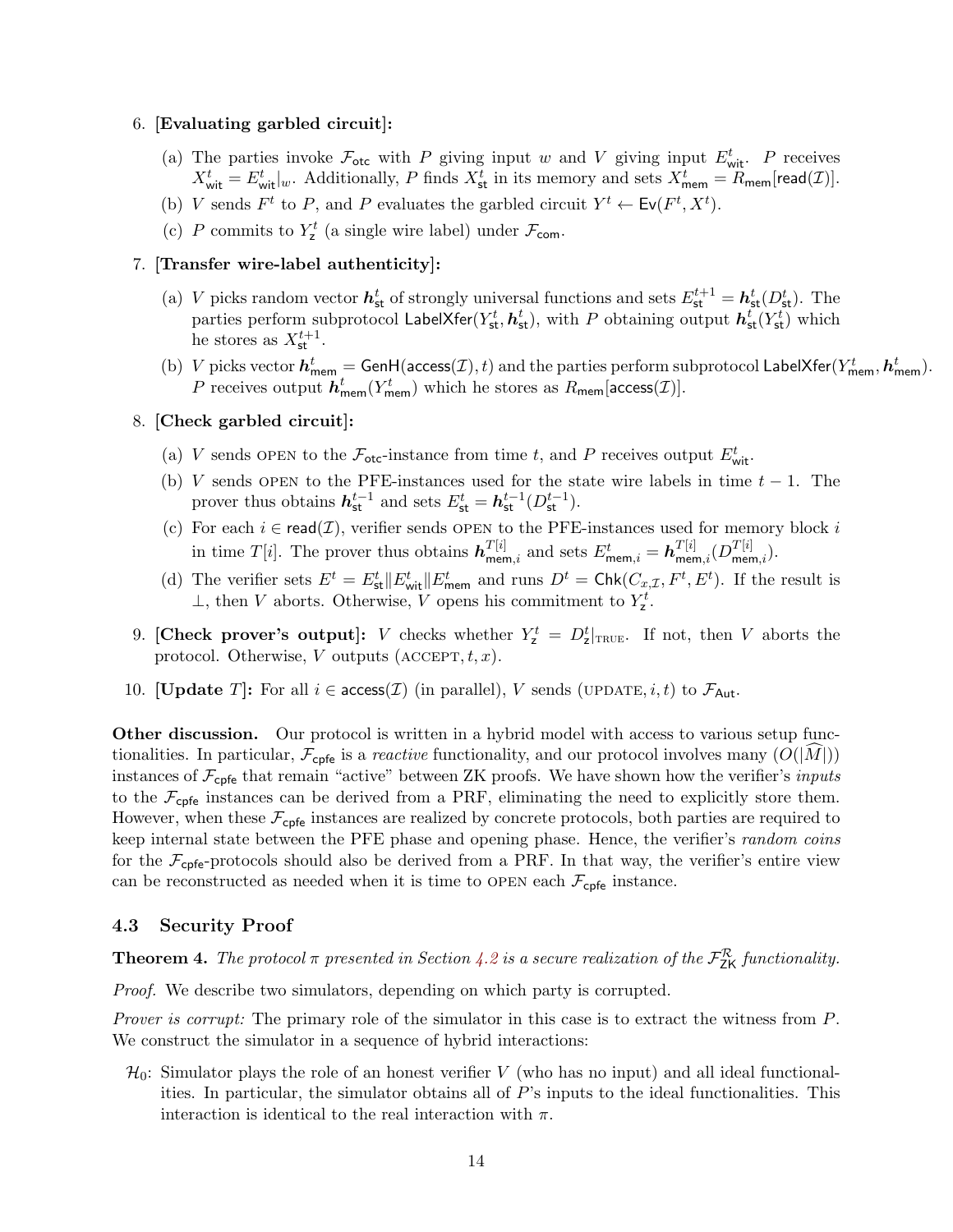6. **[Evaluating garbled circuit]:**
   (a) The parties invoke $\mathcal{F}_{\mathsf{otc}}$ with $P$ giving input $w$ and $V$ giving input $E^t_{\mathsf{wit}}$. $P$ receives $X^t_{\mathsf{wit}} = E^t_{\mathsf{wit}}|_w$. Additionally, $P$ finds $X^t_{\mathsf{st}}$ in its memory and sets $X^t_{\mathsf{mem}} = R_{\mathsf{mem}}[\mathsf{read}(\mathcal{I})]$.
   (b) $V$ sends $F^t$ to $P$, and $P$ evaluates the garbled circuit $Y^t \leftarrow \mathsf{Ev}(F^t, X^t)$.
   (c) $P$ commits to $Y^t_{\mathsf{z}}$ (a single wire label) under $\mathcal{F}_{\mathsf{com}}$.
7. **[Transfer wire-label authenticity]:**
   (a) $V$ picks random vector $\boldsymbol{h}^t_{\mathsf{st}}$ of strongly universal functions and sets $E^{t+1}_{\mathsf{st}} = \boldsymbol{h}^t_{\mathsf{st}}(D^t_{\mathsf{st}})$. The parties perform subprotocol $\mathsf{LabelXfer}(Y^t_{\mathsf{st}}, \boldsymbol{h}^t_{\mathsf{st}})$, with $P$ obtaining output $\boldsymbol{h}^t_{\mathsf{st}}(Y^t_{\mathsf{st}})$ which he stores as $X^{t+1}_{\mathsf{st}}$.
   (b) $V$ picks vector $\boldsymbol{h}^t_{\mathsf{mem}} = \mathsf{GenH}(\mathsf{access}(\mathcal{I}), t)$ and the parties perform subprotocol $\mathsf{LabelXfer}(Y^t_{\mathsf{mem}}, \boldsymbol{h}^t_{\mathsf{mem}})$. $P$ receives output $\boldsymbol{h}^t_{\mathsf{mem}}(Y^t_{\mathsf{mem}})$ which he stores as $R_{\mathsf{mem}}[\mathsf{access}(\mathcal{I})]$.
8. **[Check garbled circuit]:**
   (a) $V$ sends OPEN to the $\mathcal{F}_{\mathsf{otc}}$-instance from time $t$, and $P$ receives output $E^t_{\mathsf{wit}}$.
   (b) $V$ sends OPEN to the PFE-instances used for the state wire labels in time $t-1$. The prover thus obtains $\boldsymbol{h}^{t-1}_{\mathsf{st}}$ and sets $E^t_{\mathsf{st}} = \boldsymbol{h}^{t-1}_{\mathsf{st}}(D^{t-1}_{\mathsf{st}})$.
   (c) For each $i \in \mathsf{read}(\mathcal{I})$, verifier sends OPEN to the PFE-instances used for memory block $i$ in time $T[i]$. The prover thus obtains $\boldsymbol{h}^{T[i]}_{\mathsf{mem},i}$ and sets $E^t_{\mathsf{mem},i} = \boldsymbol{h}^{T[i]}_{\mathsf{mem},i}(D^{T[i]}_{\mathsf{mem},i})$.
   (d) The verifier sets $E^t = E^t_{\mathsf{st}} \| E^t_{\mathsf{wit}} \| E^t_{\mathsf{mem}}$ and runs $D^t = \mathsf{Chk}(C_{x,\mathcal{I}}, F^t, E^t)$. If the result is $\perp$, then $V$ aborts. Otherwise, $V$ opens his commitment to $Y^t_{\mathsf{z}}$.
9. **[Check prover's output]:** $V$ checks whether $Y^t_{\mathsf{z}} = D^t_{\mathsf{z}}|_{\text{TRUE}}$. If not, then $V$ aborts the protocol. Otherwise, $V$ outputs $(\text{ACCEPT}, t, x)$.
10. **[Update $T$]:** For all $i \in \mathsf{access}(\mathcal{I})$ (in parallel), $V$ sends $(\text{UPDATE}, i, t)$ to $\mathcal{F}_{\mathsf{Aut}}$.

**Other discussion.** Our protocol is written in a hybrid model with access to various setup functionalities. In particular, $\mathcal{F}_{\mathsf{cpfe}}$ is a *reactive* functionality, and our protocol involves many ($O(|\widehat{M}|)$) instances of $\mathcal{F}_{\mathsf{cpfe}}$ that remain "active" between ZK proofs. We have shown how the verifier's *inputs* to the $\mathcal{F}_{\mathsf{cpfe}}$ instances can be derived from a PRF, eliminating the need to explicitly store them. However, when these $\mathcal{F}_{\mathsf{cpfe}}$ instances are realized by concrete protocols, both parties are required to keep internal state between the PFE phase and opening phase. Hence, the verifier's *random coins* for the $\mathcal{F}_{\mathsf{cpfe}}$-protocols should also be derived from a PRF. In that way, the verifier's entire view can be reconstructed as needed when it is time to OPEN each $\mathcal{F}_{\mathsf{cpfe}}$ instance.

### 4.3 Security Proof

**Theorem 4.** *The protocol $\pi$ presented in Section 4.2 is a secure realization of the $\mathcal{F}^{\mathcal{R}}_{\mathsf{ZK}}$ functionality.*

*Proof.* We describe two simulators, depending on which party is corrupted.

*Prover is corrupt:* The primary role of the simulator in this case is to extract the witness from $P$. We construct the simulator in a sequence of hybrid interactions:

$\mathcal{H}_0$: Simulator plays the role of an honest verifier $V$ (who has no input) and all ideal functionalities. In particular, the simulator obtains all of $P$'s inputs to the ideal functionalities. This interaction is identical to the real interaction with $\pi$.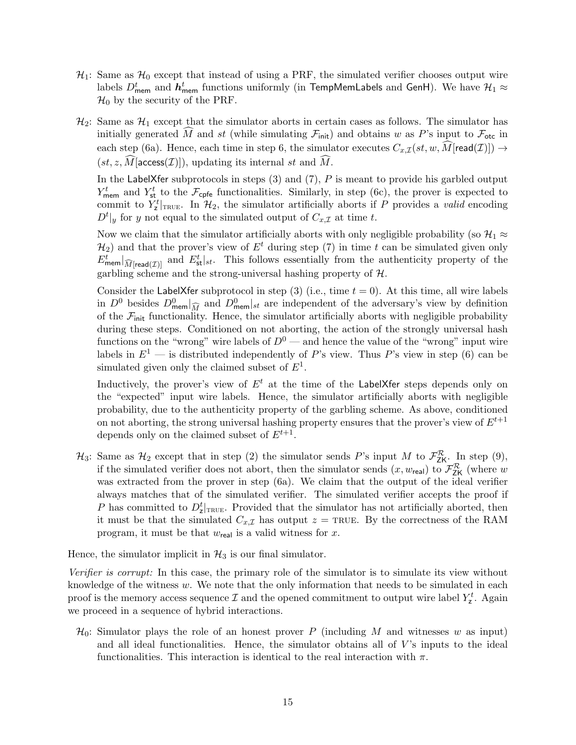- $\mathcal{H}_1$: Same as $\mathcal{H}_0$ except that instead of using a PRF, the simulated verifier chooses output wire labels $D^t_{\mathsf{mem}}$ and $\boldsymbol{h}^t_{\mathsf{mem}}$ functions uniformly (in $\mathsf{TempMemLabels}$ and $\mathsf{GenH}$). We have $\mathcal{H}_1 \approx \mathcal{H}_0$ by the security of the PRF.

- $\mathcal{H}_2$: Same as $\mathcal{H}_1$ except that the simulator aborts in certain cases as follows. The simulator has initially generated $\widehat{M}$ and $st$ (while simulating $\mathcal{F}_{\mathsf{init}}$) and obtains $w$ as $P$'s input to $\mathcal{F}_{\mathsf{otc}}$ in each step (6a). Hence, each time in step 6, the simulator executes $C_{x,\mathcal{I}}(st, w, \widehat{M}[\mathsf{read}(\mathcal{I})]) \to (st, z, \widehat{M}[\mathsf{access}(\mathcal{I})])$, updating its internal $st$ and $\widehat{M}$.

  In the $\mathsf{LabelXfer}$ subprotocols in steps (3) and (7), $P$ is meant to provide his garbled output $Y^t_{\mathsf{mem}}$ and $Y^t_{\mathsf{st}}$ to the $\mathcal{F}_{\mathsf{cpfe}}$ functionalities. Similarly, in step (6c), the prover is expected to commit to $Y^t_{\mathsf{z}}|_{\text{TRUE}}$. In $\mathcal{H}_2$, the simulator artificially aborts if $P$ provides a *valid* encoding $D^t|_y$ for $y$ not equal to the simulated output of $C_{x,\mathcal{I}}$ at time $t$.

  Now we claim that the simulator artificially aborts with only negligible probability (so $\mathcal{H}_1 \approx \mathcal{H}_2$) and that the prover's view of $E^t$ during step (7) in time $t$ can be simulated given only $E^t_{\mathsf{mem}}|_{\widehat{M}[\mathsf{read}(\mathcal{I})]}$ and $E^t_{\mathsf{st}}|_{st}$. This follows essentially from the authenticity property of the garbling scheme and the strong-universal hashing property of $\mathcal{H}$.

  Consider the $\mathsf{LabelXfer}$ subprotocol in step (3) (i.e., time $t = 0$). At this time, all wire labels in $D^0$ besides $D^0_{\mathsf{mem}}|_{\widehat{M}}$ and $D^0_{\mathsf{mem}}|_{st}$ are independent of the adversary's view by definition of the $\mathcal{F}_{\mathsf{init}}$ functionality. Hence, the simulator artificially aborts with negligible probability during these steps. Conditioned on not aborting, the action of the strongly universal hash functions on the "wrong" wire labels of $D^0$ — and hence the value of the "wrong" input wire labels in $E^1$ — is distributed independently of $P$'s view. Thus $P$'s view in step (6) can be simulated given only the claimed subset of $E^1$.

  Inductively, the prover's view of $E^t$ at the time of the $\mathsf{LabelXfer}$ steps depends only on the "expected" input wire labels. Hence, the simulator artificially aborts with negligible probability, due to the authenticity property of the garbling scheme. As above, conditioned on not aborting, the strong universal hashing property ensures that the prover's view of $E^{t+1}$ depends only on the claimed subset of $E^{t+1}$.

- $\mathcal{H}_3$: Same as $\mathcal{H}_2$ except that in step (2) the simulator sends $P$'s input $M$ to $\mathcal{F}^{\mathcal{R}}_{\mathsf{ZK}}$. In step (9), if the simulated verifier does not abort, then the simulator sends $(x, w_{\mathsf{real}})$ to $\mathcal{F}^{\mathcal{R}}_{\mathsf{ZK}}$ (where $w$ was extracted from the prover in step (6a). We claim that the output of the ideal verifier always matches that of the simulated verifier. The simulated verifier accepts the proof if $P$ has committed to $D^t_{\mathsf{z}}|_{\text{TRUE}}$. Provided that the simulator has not artificially aborted, then it must be that the simulated $C_{x,\mathcal{I}}$ has output $z = \text{TRUE}$. By the correctness of the RAM program, it must be that $w_{\mathsf{real}}$ is a valid witness for $x$.

Hence, the simulator implicit in $\mathcal{H}_3$ is our final simulator.

*Verifier is corrupt:* In this case, the primary role of the simulator is to simulate its view without knowledge of the witness $w$. We note that the only information that needs to be simulated in each proof is the memory access sequence $\mathcal{I}$ and the opened commitment to output wire label $Y^t_{\mathsf{z}}$. Again we proceed in a sequence of hybrid interactions.

- $\mathcal{H}_0$: Simulator plays the role of an honest prover $P$ (including $M$ and witnesses $w$ as input) and all ideal functionalities. Hence, the simulator obtains all of $V$'s inputs to the ideal functionalities. This interaction is identical to the real interaction with $\pi$.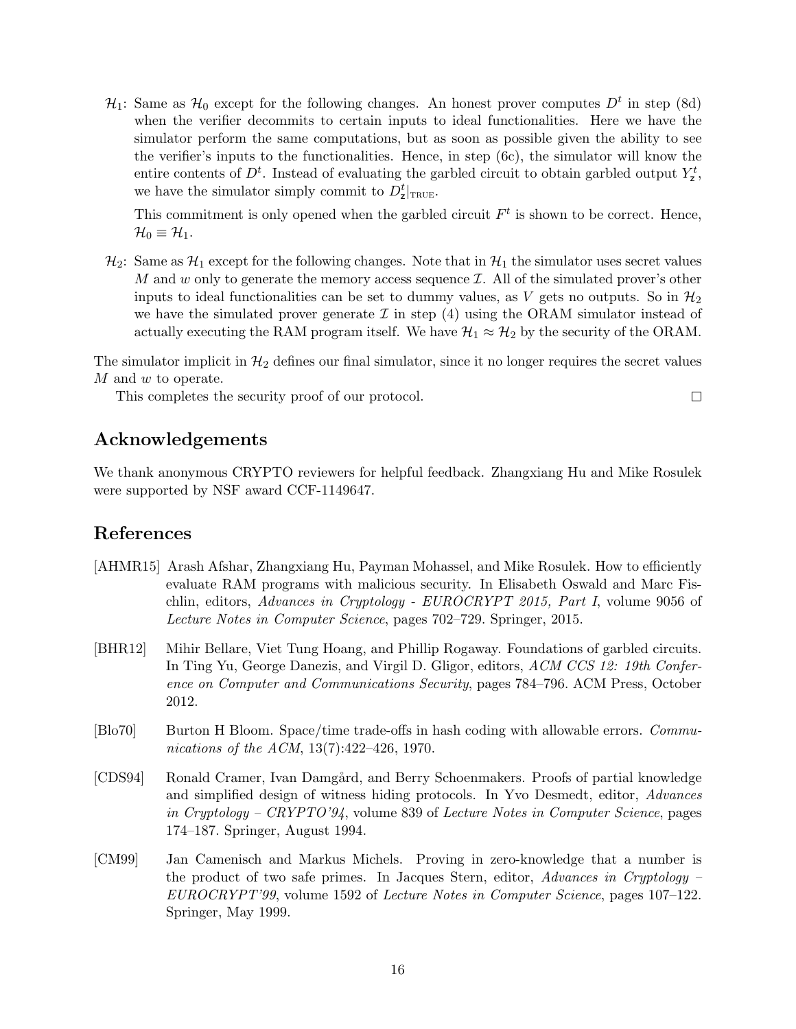$\mathcal{H}_1$: Same as $\mathcal{H}_0$ except for the following changes. An honest prover computes $D^t$ in step (8d) when the verifier decommits to certain inputs to ideal functionalities. Here we have the simulator perform the same computations, but as soon as possible given the ability to see the verifier's inputs to the functionalities. Hence, in step (6c), the simulator will know the entire contents of $D^t$. Instead of evaluating the garbled circuit to obtain garbled output $Y^t_{\mathsf{z}}$, we have the simulator simply commit to $D^t_{\mathsf{z}}|_{\text{TRUE}}$.

This commitment is only opened when the garbled circuit $F^t$ is shown to be correct. Hence, $\mathcal{H}_0 \equiv \mathcal{H}_1$.

$\mathcal{H}_2$: Same as $\mathcal{H}_1$ except for the following changes. Note that in $\mathcal{H}_1$ the simulator uses secret values $M$ and $w$ only to generate the memory access sequence $\mathcal{I}$. All of the simulated prover's other inputs to ideal functionalities can be set to dummy values, as $V$ gets no outputs. So in $\mathcal{H}_2$ we have the simulated prover generate $\mathcal{I}$ in step (4) using the ORAM simulator instead of actually executing the RAM program itself. We have $\mathcal{H}_1 \approx \mathcal{H}_2$ by the security of the ORAM.

The simulator implicit in $\mathcal{H}_2$ defines our final simulator, since it no longer requires the secret values $M$ and $w$ to operate.

This completes the security proof of our protocol. $\square$

## Acknowledgements

We thank anonymous CRYPTO reviewers for helpful feedback. Zhangxiang Hu and Mike Rosulek were supported by NSF award CCF-1149647.

## References

[AHMR15] Arash Afshar, Zhangxiang Hu, Payman Mohassel, and Mike Rosulek. How to efficiently evaluate RAM programs with malicious security. In Elisabeth Oswald and Marc Fischlin, editors, *Advances in Cryptology - EUROCRYPT 2015, Part I*, volume 9056 of *Lecture Notes in Computer Science*, pages 702–729. Springer, 2015.

[BHR12] Mihir Bellare, Viet Tung Hoang, and Phillip Rogaway. Foundations of garbled circuits. In Ting Yu, George Danezis, and Virgil D. Gligor, editors, *ACM CCS 12: 19th Conference on Computer and Communications Security*, pages 784–796. ACM Press, October 2012.

[Blo70] Burton H Bloom. Space/time trade-offs in hash coding with allowable errors. *Communications of the ACM*, 13(7):422–426, 1970.

[CDS94] Ronald Cramer, Ivan Damgård, and Berry Schoenmakers. Proofs of partial knowledge and simplified design of witness hiding protocols. In Yvo Desmedt, editor, *Advances in Cryptology – CRYPTO'94*, volume 839 of *Lecture Notes in Computer Science*, pages 174–187. Springer, August 1994.

[CM99] Jan Camenisch and Markus Michels. Proving in zero-knowledge that a number is the product of two safe primes. In Jacques Stern, editor, *Advances in Cryptology – EUROCRYPT'99*, volume 1592 of *Lecture Notes in Computer Science*, pages 107–122. Springer, May 1999.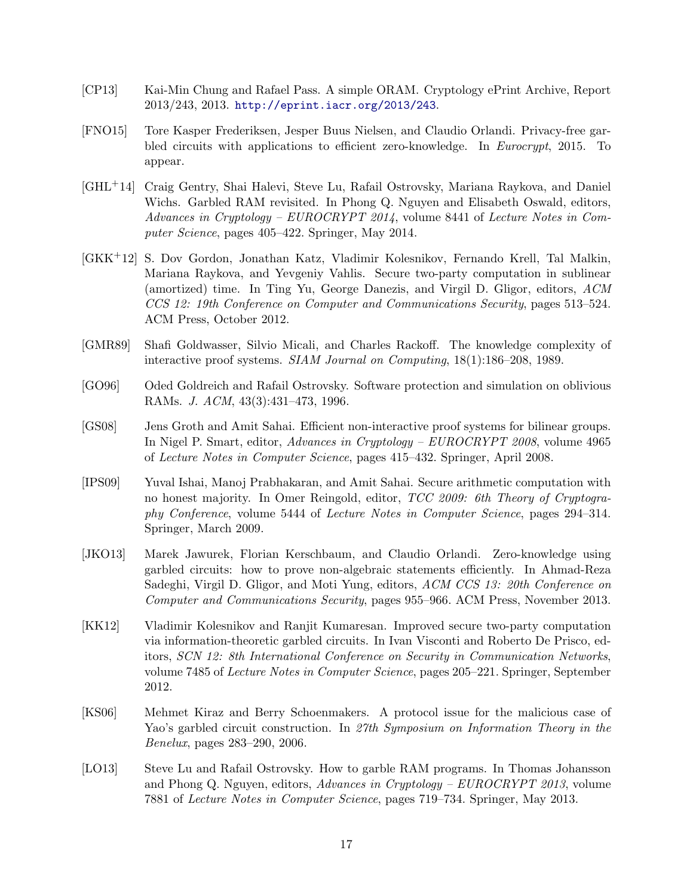[CP13] Kai-Min Chung and Rafael Pass. A simple ORAM. Cryptology ePrint Archive, Report 2013/243, 2013. http://eprint.iacr.org/2013/243.

[FNO15] Tore Kasper Frederiksen, Jesper Buus Nielsen, and Claudio Orlandi. Privacy-free garbled circuits with applications to efficient zero-knowledge. In *Eurocrypt*, 2015. To appear.

[GHL+14] Craig Gentry, Shai Halevi, Steve Lu, Rafail Ostrovsky, Mariana Raykova, and Daniel Wichs. Garbled RAM revisited. In Phong Q. Nguyen and Elisabeth Oswald, editors, *Advances in Cryptology – EUROCRYPT 2014*, volume 8441 of *Lecture Notes in Computer Science*, pages 405–422. Springer, May 2014.

[GKK+12] S. Dov Gordon, Jonathan Katz, Vladimir Kolesnikov, Fernando Krell, Tal Malkin, Mariana Raykova, and Yevgeniy Vahlis. Secure two-party computation in sublinear (amortized) time. In Ting Yu, George Danezis, and Virgil D. Gligor, editors, *ACM CCS 12: 19th Conference on Computer and Communications Security*, pages 513–524. ACM Press, October 2012.

[GMR89] Shafi Goldwasser, Silvio Micali, and Charles Rackoff. The knowledge complexity of interactive proof systems. *SIAM Journal on Computing*, 18(1):186–208, 1989.

[GO96] Oded Goldreich and Rafail Ostrovsky. Software protection and simulation on oblivious RAMs. *J. ACM*, 43(3):431–473, 1996.

[GS08] Jens Groth and Amit Sahai. Efficient non-interactive proof systems for bilinear groups. In Nigel P. Smart, editor, *Advances in Cryptology – EUROCRYPT 2008*, volume 4965 of *Lecture Notes in Computer Science*, pages 415–432. Springer, April 2008.

[IPS09] Yuval Ishai, Manoj Prabhakaran, and Amit Sahai. Secure arithmetic computation with no honest majority. In Omer Reingold, editor, *TCC 2009: 6th Theory of Cryptography Conference*, volume 5444 of *Lecture Notes in Computer Science*, pages 294–314. Springer, March 2009.

[JKO13] Marek Jawurek, Florian Kerschbaum, and Claudio Orlandi. Zero-knowledge using garbled circuits: how to prove non-algebraic statements efficiently. In Ahmad-Reza Sadeghi, Virgil D. Gligor, and Moti Yung, editors, *ACM CCS 13: 20th Conference on Computer and Communications Security*, pages 955–966. ACM Press, November 2013.

[KK12] Vladimir Kolesnikov and Ranjit Kumaresan. Improved secure two-party computation via information-theoretic garbled circuits. In Ivan Visconti and Roberto De Prisco, editors, *SCN 12: 8th International Conference on Security in Communication Networks*, volume 7485 of *Lecture Notes in Computer Science*, pages 205–221. Springer, September 2012.

[KS06] Mehmet Kiraz and Berry Schoenmakers. A protocol issue for the malicious case of Yao's garbled circuit construction. In *27th Symposium on Information Theory in the Benelux*, pages 283–290, 2006.

[LO13] Steve Lu and Rafail Ostrovsky. How to garble RAM programs. In Thomas Johansson and Phong Q. Nguyen, editors, *Advances in Cryptology – EUROCRYPT 2013*, volume 7881 of *Lecture Notes in Computer Science*, pages 719–734. Springer, May 2013.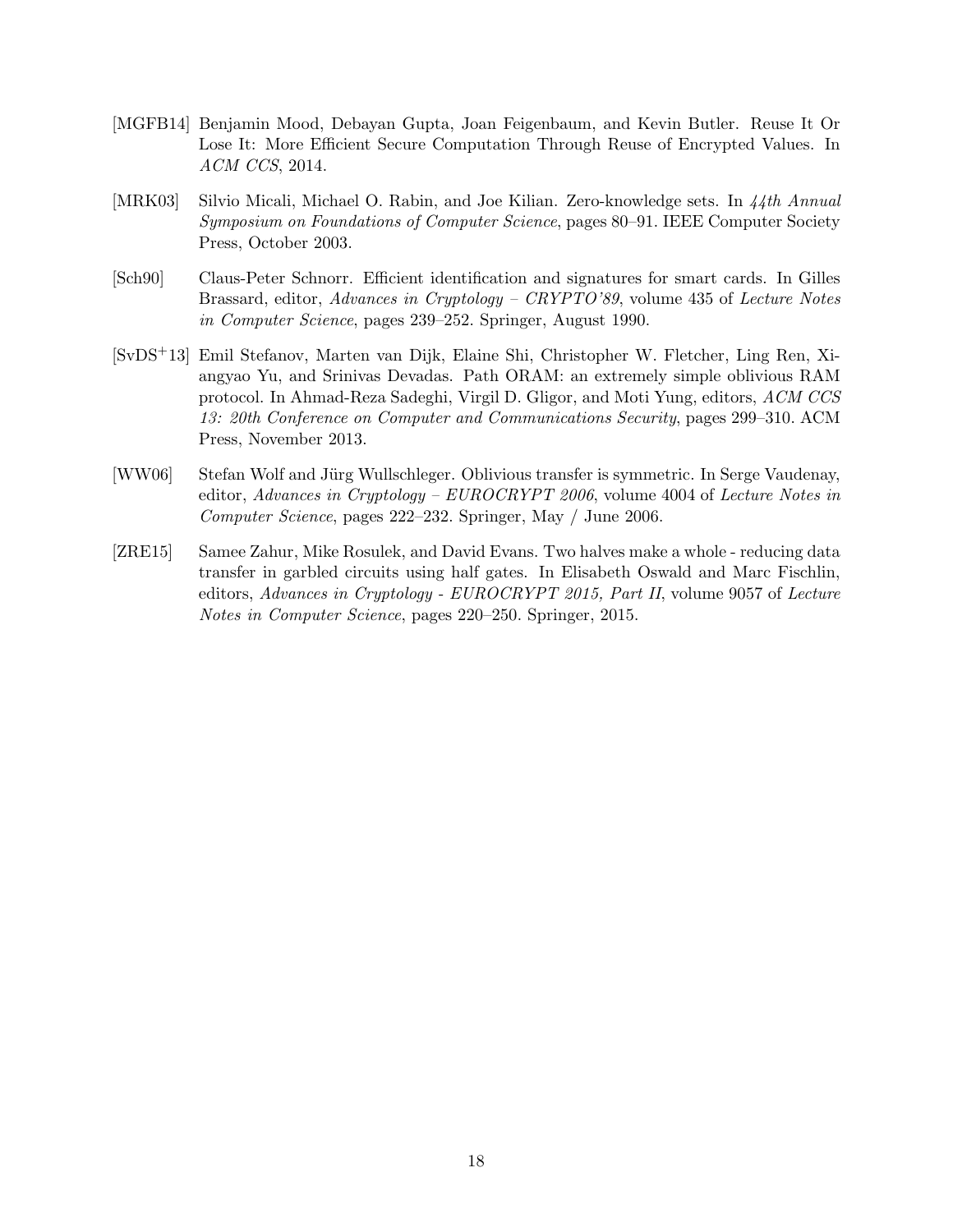[MGFB14] Benjamin Mood, Debayan Gupta, Joan Feigenbaum, and Kevin Butler. Reuse It Or Lose It: More Efficient Secure Computation Through Reuse of Encrypted Values. In *ACM CCS*, 2014.

[MRK03] Silvio Micali, Michael O. Rabin, and Joe Kilian. Zero-knowledge sets. In *44th Annual Symposium on Foundations of Computer Science*, pages 80–91. IEEE Computer Society Press, October 2003.

[Sch90] Claus-Peter Schnorr. Efficient identification and signatures for smart cards. In Gilles Brassard, editor, *Advances in Cryptology – CRYPTO'89*, volume 435 of *Lecture Notes in Computer Science*, pages 239–252. Springer, August 1990.

[SvDS+13] Emil Stefanov, Marten van Dijk, Elaine Shi, Christopher W. Fletcher, Ling Ren, Xiangyao Yu, and Srinivas Devadas. Path ORAM: an extremely simple oblivious RAM protocol. In Ahmad-Reza Sadeghi, Virgil D. Gligor, and Moti Yung, editors, *ACM CCS 13: 20th Conference on Computer and Communications Security*, pages 299–310. ACM Press, November 2013.

[WW06] Stefan Wolf and Jürg Wullschleger. Oblivious transfer is symmetric. In Serge Vaudenay, editor, *Advances in Cryptology – EUROCRYPT 2006*, volume 4004 of *Lecture Notes in Computer Science*, pages 222–232. Springer, May / June 2006.

[ZRE15] Samee Zahur, Mike Rosulek, and David Evans. Two halves make a whole - reducing data transfer in garbled circuits using half gates. In Elisabeth Oswald and Marc Fischlin, editors, *Advances in Cryptology - EUROCRYPT 2015, Part II*, volume 9057 of *Lecture Notes in Computer Science*, pages 220–250. Springer, 2015.